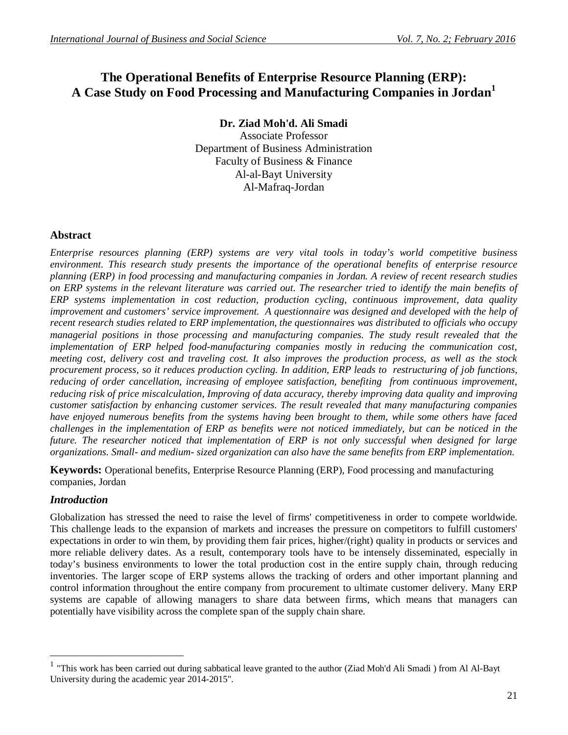# The Operational Benefits of Enterprise Resource Planning (ERP): A Case Study on Food Processing and Manufacturing Companies in Jordan[1]

**Dr. Ziad Moh'd. Ali Smadi**
Associate Professor
Department of Business Administration
Faculty of Business & Finance
Al-al-Bayt University
Al-Mafraq-Jordan

## Abstract

*Enterprise resources planning (ERP) systems are very vital tools in today's world competitive business environment. This research study presents the importance of the operational benefits of enterprise resource planning (ERP) in food processing and manufacturing companies in Jordan. A review of recent research studies on ERP systems in the relevant literature was carried out. The researcher tried to identify the main benefits of ERP systems implementation in cost reduction, production cycling, continuous improvement, data quality improvement and customers' service improvement. A questionnaire was designed and developed with the help of recent research studies related to ERP implementation, the questionnaires was distributed to officials who occupy managerial positions in those processing and manufacturing companies. The study result revealed that the implementation of ERP helped food-manufacturing companies mostly in reducing the communication cost, meeting cost, delivery cost and traveling cost. It also improves the production process, as well as the stock procurement process, so it reduces production cycling. In addition, ERP leads to restructuring of job functions, reducing of order cancellation, increasing of employee satisfaction, benefiting from continuous improvement, reducing risk of price miscalculation, Improving of data accuracy, thereby improving data quality and improving customer satisfaction by enhancing customer services. The result revealed that many manufacturing companies have enjoyed numerous benefits from the systems having been brought to them, while some others have faced challenges in the implementation of ERP as benefits were not noticed immediately, but can be noticed in the future. The researcher noticed that implementation of ERP is not only successful when designed for large organizations. Small- and medium- sized organization can also have the same benefits from ERP implementation.*

**Keywords:** Operational benefits, Enterprise Resource Planning (ERP), Food processing and manufacturing companies, Jordan

## *Introduction*

Globalization has stressed the need to raise the level of firms' competitiveness in order to compete worldwide. This challenge leads to the expansion of markets and increases the pressure on competitors to fulfill customers' expectations in order to win them, by providing them fair prices, higher/(right) quality in products or services and more reliable delivery dates. As a result, contemporary tools have to be intensely disseminated, especially in today's business environments to lower the total production cost in the entire supply chain, through reducing inventories. The larger scope of ERP systems allows the tracking of orders and other important planning and control information throughout the entire company from procurement to ultimate customer delivery. Many ERP systems are capable of allowing managers to share data between firms, which means that managers can potentially have visibility across the complete span of the supply chain share.

---

[1] "This work has been carried out during sabbatical leave granted to the author (Ziad Moh'd Ali Smadi ) from Al Al-Bayt University during the academic year 2014-2015".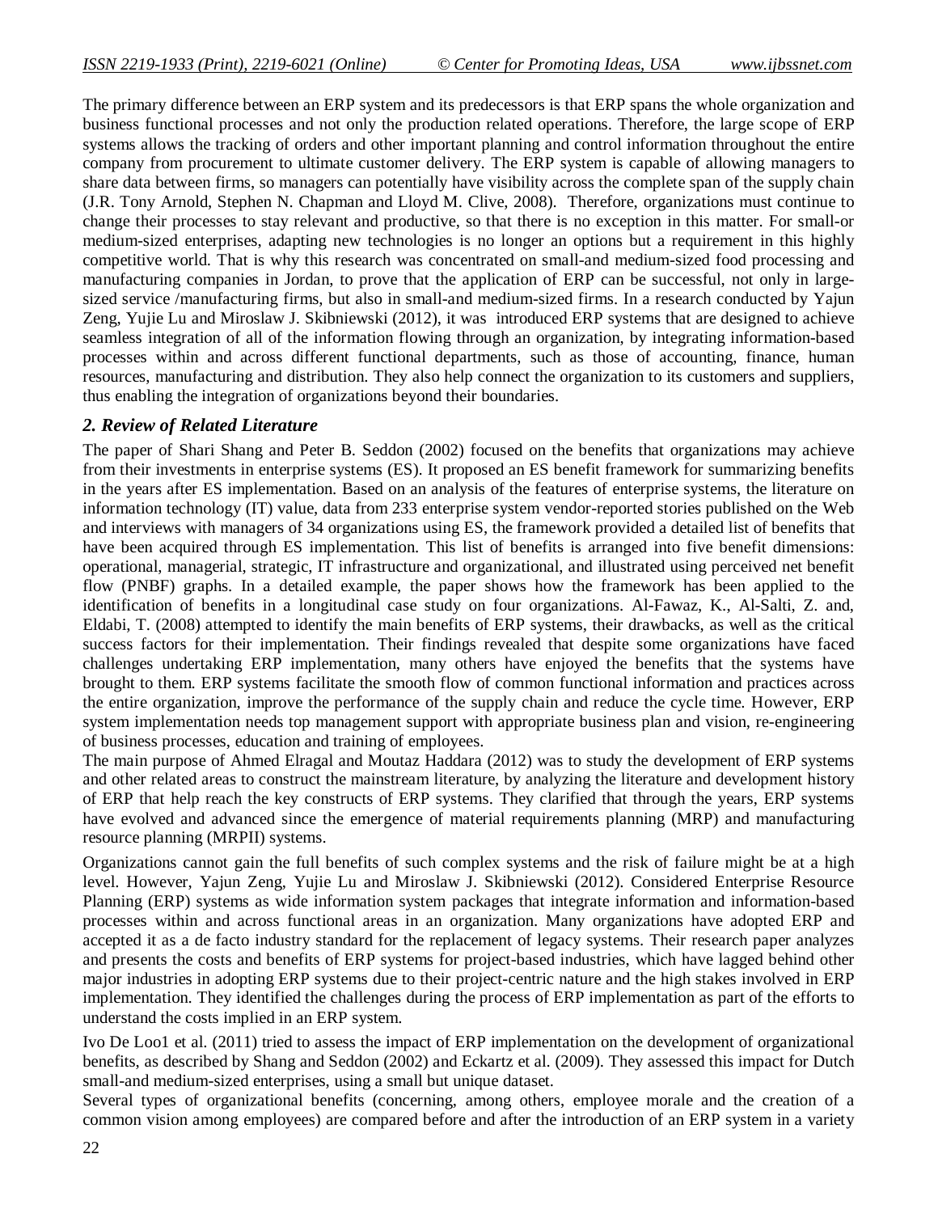The primary difference between an ERP system and its predecessors is that ERP spans the whole organization and business functional processes and not only the production related operations. Therefore, the large scope of ERP systems allows the tracking of orders and other important planning and control information throughout the entire company from procurement to ultimate customer delivery. The ERP system is capable of allowing managers to share data between firms, so managers can potentially have visibility across the complete span of the supply chain (J.R. Tony Arnold, Stephen N. Chapman and Lloyd M. Clive, 2008). Therefore, organizations must continue to change their processes to stay relevant and productive, so that there is no exception in this matter. For small-or medium-sized enterprises, adapting new technologies is no longer an options but a requirement in this highly competitive world. That is why this research was concentrated on small-and medium-sized food processing and manufacturing companies in Jordan, to prove that the application of ERP can be successful, not only in large-sized service /manufacturing firms, but also in small-and medium-sized firms. In a research conducted by Yajun Zeng, Yujie Lu and Miroslaw J. Skibniewski (2012), it was introduced ERP systems that are designed to achieve seamless integration of all of the information flowing through an organization, by integrating information-based processes within and across different functional departments, such as those of accounting, finance, human resources, manufacturing and distribution. They also help connect the organization to its customers and suppliers, thus enabling the integration of organizations beyond their boundaries.

## *2. Review of Related Literature*

The paper of Shari Shang and Peter B. Seddon (2002) focused on the benefits that organizations may achieve from their investments in enterprise systems (ES). It proposed an ES benefit framework for summarizing benefits in the years after ES implementation. Based on an analysis of the features of enterprise systems, the literature on information technology (IT) value, data from 233 enterprise system vendor-reported stories published on the Web and interviews with managers of 34 organizations using ES, the framework provided a detailed list of benefits that have been acquired through ES implementation. This list of benefits is arranged into five benefit dimensions: operational, managerial, strategic, IT infrastructure and organizational, and illustrated using perceived net benefit flow (PNBF) graphs. In a detailed example, the paper shows how the framework has been applied to the identification of benefits in a longitudinal case study on four organizations. Al-Fawaz, K., Al-Salti, Z. and, Eldabi, T. (2008) attempted to identify the main benefits of ERP systems, their drawbacks, as well as the critical success factors for their implementation. Their findings revealed that despite some organizations have faced challenges undertaking ERP implementation, many others have enjoyed the benefits that the systems have brought to them. ERP systems facilitate the smooth flow of common functional information and practices across the entire organization, improve the performance of the supply chain and reduce the cycle time. However, ERP system implementation needs top management support with appropriate business plan and vision, re-engineering of business processes, education and training of employees.

The main purpose of Ahmed Elragal and Moutaz Haddara (2012) was to study the development of ERP systems and other related areas to construct the mainstream literature, by analyzing the literature and development history of ERP that help reach the key constructs of ERP systems. They clarified that through the years, ERP systems have evolved and advanced since the emergence of material requirements planning (MRP) and manufacturing resource planning (MRPII) systems.

Organizations cannot gain the full benefits of such complex systems and the risk of failure might be at a high level. However, Yajun Zeng, Yujie Lu and Miroslaw J. Skibniewski (2012). Considered Enterprise Resource Planning (ERP) systems as wide information system packages that integrate information and information-based processes within and across functional areas in an organization. Many organizations have adopted ERP and accepted it as a de facto industry standard for the replacement of legacy systems. Their research paper analyzes and presents the costs and benefits of ERP systems for project-based industries, which have lagged behind other major industries in adopting ERP systems due to their project-centric nature and the high stakes involved in ERP implementation. They identified the challenges during the process of ERP implementation as part of the efforts to understand the costs implied in an ERP system.

Ivo De Loo1 et al. (2011) tried to assess the impact of ERP implementation on the development of organizational benefits, as described by Shang and Seddon (2002) and Eckartz et al. (2009). They assessed this impact for Dutch small-and medium-sized enterprises, using a small but unique dataset.

Several types of organizational benefits (concerning, among others, employee morale and the creation of a common vision among employees) are compared before and after the introduction of an ERP system in a variety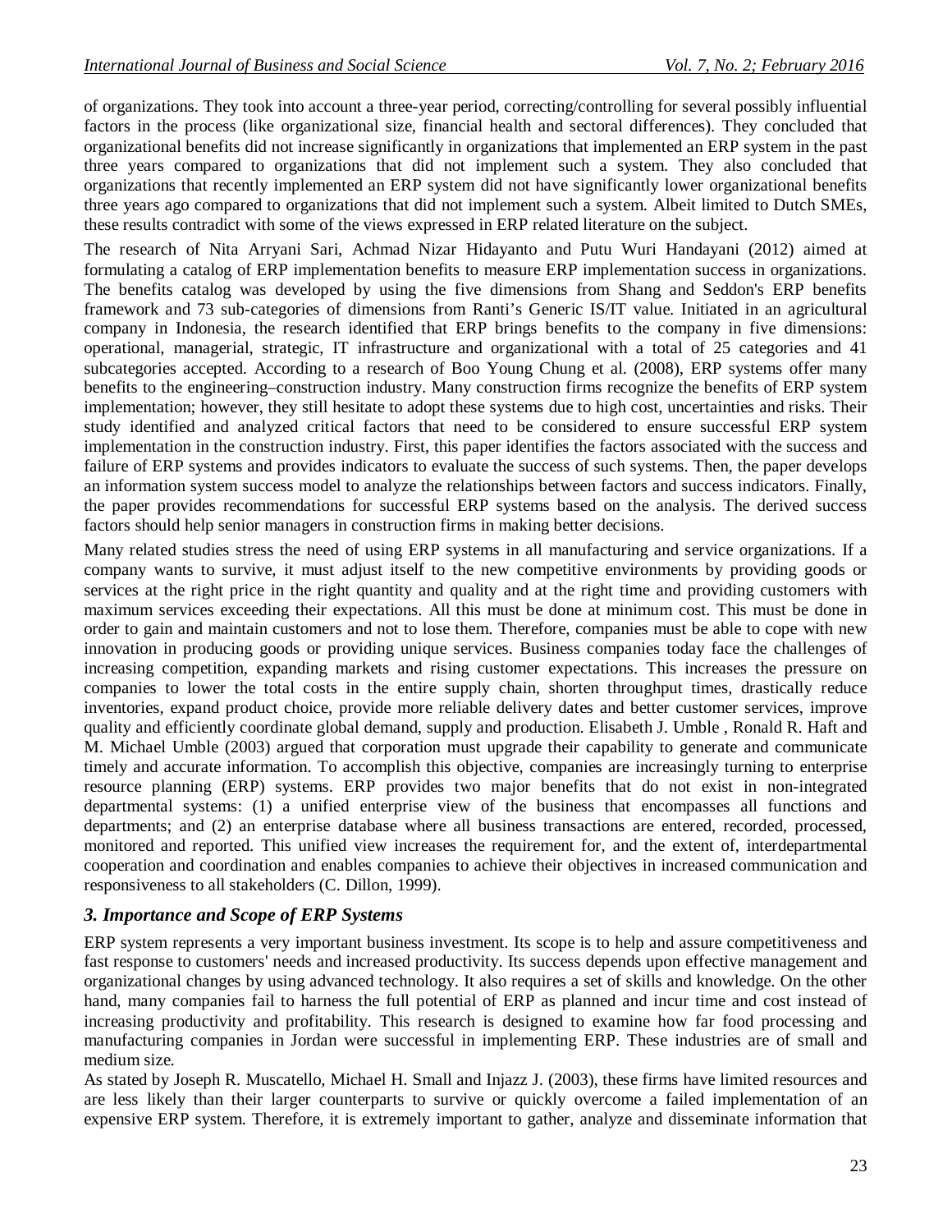of organizations. They took into account a three-year period, correcting/controlling for several possibly influential factors in the process (like organizational size, financial health and sectoral differences). They concluded that organizational benefits did not increase significantly in organizations that implemented an ERP system in the past three years compared to organizations that did not implement such a system. They also concluded that organizations that recently implemented an ERP system did not have significantly lower organizational benefits three years ago compared to organizations that did not implement such a system. Albeit limited to Dutch SMEs, these results contradict with some of the views expressed in ERP related literature on the subject.

The research of Nita Arryani Sari, Achmad Nizar Hidayanto and Putu Wuri Handayani (2012) aimed at formulating a catalog of ERP implementation benefits to measure ERP implementation success in organizations. The benefits catalog was developed by using the five dimensions from Shang and Seddon's ERP benefits framework and 73 sub-categories of dimensions from Ranti's Generic IS/IT value. Initiated in an agricultural company in Indonesia, the research identified that ERP brings benefits to the company in five dimensions: operational, managerial, strategic, IT infrastructure and organizational with a total of 25 categories and 41 subcategories accepted. According to a research of Boo Young Chung et al. (2008), ERP systems offer many benefits to the engineering–construction industry. Many construction firms recognize the benefits of ERP system implementation; however, they still hesitate to adopt these systems due to high cost, uncertainties and risks. Their study identified and analyzed critical factors that need to be considered to ensure successful ERP system implementation in the construction industry. First, this paper identifies the factors associated with the success and failure of ERP systems and provides indicators to evaluate the success of such systems. Then, the paper develops an information system success model to analyze the relationships between factors and success indicators. Finally, the paper provides recommendations for successful ERP systems based on the analysis. The derived success factors should help senior managers in construction firms in making better decisions.

Many related studies stress the need of using ERP systems in all manufacturing and service organizations. If a company wants to survive, it must adjust itself to the new competitive environments by providing goods or services at the right price in the right quantity and quality and at the right time and providing customers with maximum services exceeding their expectations. All this must be done at minimum cost. This must be done in order to gain and maintain customers and not to lose them. Therefore, companies must be able to cope with new innovation in producing goods or providing unique services. Business companies today face the challenges of increasing competition, expanding markets and rising customer expectations. This increases the pressure on companies to lower the total costs in the entire supply chain, shorten throughput times, drastically reduce inventories, expand product choice, provide more reliable delivery dates and better customer services, improve quality and efficiently coordinate global demand, supply and production. Elisabeth J. Umble , Ronald R. Haft and M. Michael Umble (2003) argued that corporation must upgrade their capability to generate and communicate timely and accurate information. To accomplish this objective, companies are increasingly turning to enterprise resource planning (ERP) systems. ERP provides two major benefits that do not exist in non-integrated departmental systems: (1) a unified enterprise view of the business that encompasses all functions and departments; and (2) an enterprise database where all business transactions are entered, recorded, processed, monitored and reported. This unified view increases the requirement for, and the extent of, interdepartmental cooperation and coordination and enables companies to achieve their objectives in increased communication and responsiveness to all stakeholders (C. Dillon, 1999).

## *3. Importance and Scope of ERP Systems*

ERP system represents a very important business investment. Its scope is to help and assure competitiveness and fast response to customers' needs and increased productivity. Its success depends upon effective management and organizational changes by using advanced technology. It also requires a set of skills and knowledge. On the other hand, many companies fail to harness the full potential of ERP as planned and incur time and cost instead of increasing productivity and profitability. This research is designed to examine how far food processing and manufacturing companies in Jordan were successful in implementing ERP. These industries are of small and medium size.

As stated by Joseph R. Muscatello, Michael H. Small and Injazz J. (2003), these firms have limited resources and are less likely than their larger counterparts to survive or quickly overcome a failed implementation of an expensive ERP system. Therefore, it is extremely important to gather, analyze and disseminate information that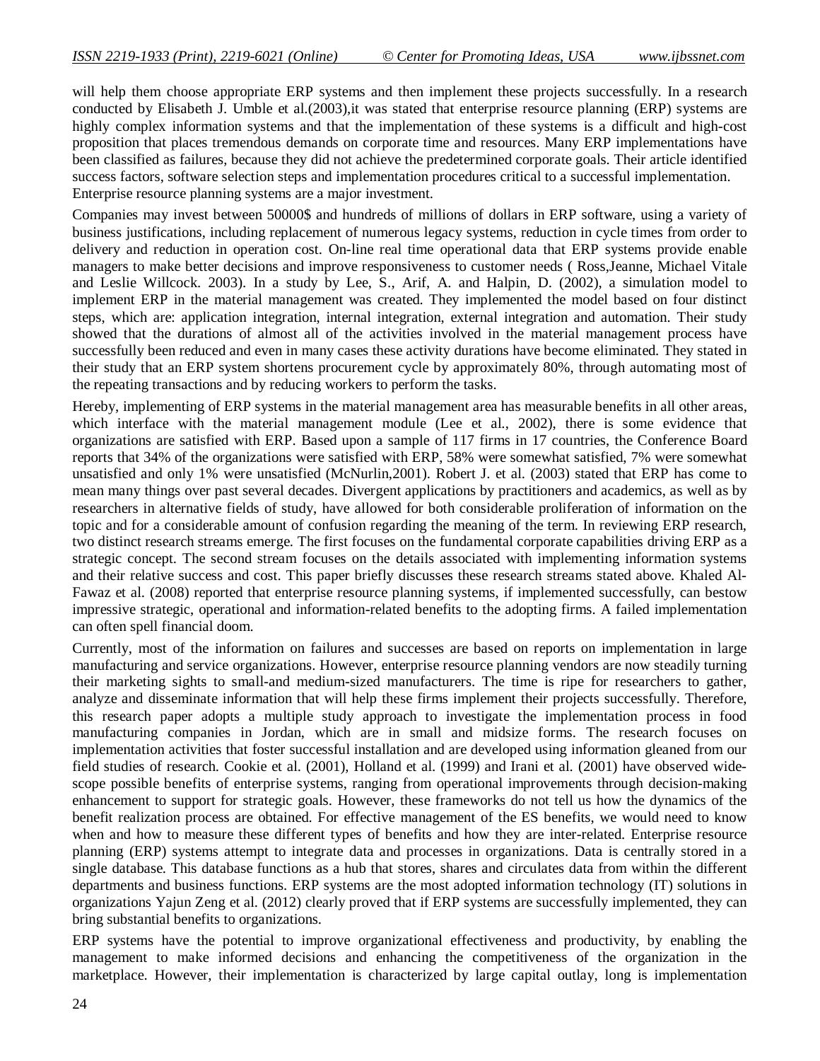will help them choose appropriate ERP systems and then implement these projects successfully. In a research conducted by Elisabeth J. Umble et al.(2003),it was stated that enterprise resource planning (ERP) systems are highly complex information systems and that the implementation of these systems is a difficult and high-cost proposition that places tremendous demands on corporate time and resources. Many ERP implementations have been classified as failures, because they did not achieve the predetermined corporate goals. Their article identified success factors, software selection steps and implementation procedures critical to a successful implementation. Enterprise resource planning systems are a major investment.

Companies may invest between 50000$ and hundreds of millions of dollars in ERP software, using a variety of business justifications, including replacement of numerous legacy systems, reduction in cycle times from order to delivery and reduction in operation cost. On-line real time operational data that ERP systems provide enable managers to make better decisions and improve responsiveness to customer needs ( Ross,Jeanne, Michael Vitale and Leslie Willcock. 2003). In a study by Lee, S., Arif, A. and Halpin, D. (2002), a simulation model to implement ERP in the material management was created. They implemented the model based on four distinct steps, which are: application integration, internal integration, external integration and automation. Their study showed that the durations of almost all of the activities involved in the material management process have successfully been reduced and even in many cases these activity durations have become eliminated. They stated in their study that an ERP system shortens procurement cycle by approximately 80%, through automating most of the repeating transactions and by reducing workers to perform the tasks.

Hereby, implementing of ERP systems in the material management area has measurable benefits in all other areas, which interface with the material management module (Lee et al., 2002), there is some evidence that organizations are satisfied with ERP. Based upon a sample of 117 firms in 17 countries, the Conference Board reports that 34% of the organizations were satisfied with ERP, 58% were somewhat satisfied, 7% were somewhat unsatisfied and only 1% were unsatisfied (McNurlin,2001). Robert J. et al. (2003) stated that ERP has come to mean many things over past several decades. Divergent applications by practitioners and academics, as well as by researchers in alternative fields of study, have allowed for both considerable proliferation of information on the topic and for a considerable amount of confusion regarding the meaning of the term. In reviewing ERP research, two distinct research streams emerge. The first focuses on the fundamental corporate capabilities driving ERP as a strategic concept. The second stream focuses on the details associated with implementing information systems and their relative success and cost. This paper briefly discusses these research streams stated above. Khaled Al-Fawaz et al. (2008) reported that enterprise resource planning systems, if implemented successfully, can bestow impressive strategic, operational and information-related benefits to the adopting firms. A failed implementation can often spell financial doom.

Currently, most of the information on failures and successes are based on reports on implementation in large manufacturing and service organizations. However, enterprise resource planning vendors are now steadily turning their marketing sights to small-and medium-sized manufacturers. The time is ripe for researchers to gather, analyze and disseminate information that will help these firms implement their projects successfully. Therefore, this research paper adopts a multiple study approach to investigate the implementation process in food manufacturing companies in Jordan, which are in small and midsize forms. The research focuses on implementation activities that foster successful installation and are developed using information gleaned from our field studies of research. Cookie et al. (2001), Holland et al. (1999) and Irani et al. (2001) have observed wide-scope possible benefits of enterprise systems, ranging from operational improvements through decision-making enhancement to support for strategic goals. However, these frameworks do not tell us how the dynamics of the benefit realization process are obtained. For effective management of the ES benefits, we would need to know when and how to measure these different types of benefits and how they are inter-related. Enterprise resource planning (ERP) systems attempt to integrate data and processes in organizations. Data is centrally stored in a single database. This database functions as a hub that stores, shares and circulates data from within the different departments and business functions. ERP systems are the most adopted information technology (IT) solutions in organizations Yajun Zeng et al. (2012) clearly proved that if ERP systems are successfully implemented, they can bring substantial benefits to organizations.

ERP systems have the potential to improve organizational effectiveness and productivity, by enabling the management to make informed decisions and enhancing the competitiveness of the organization in the marketplace. However, their implementation is characterized by large capital outlay, long is implementation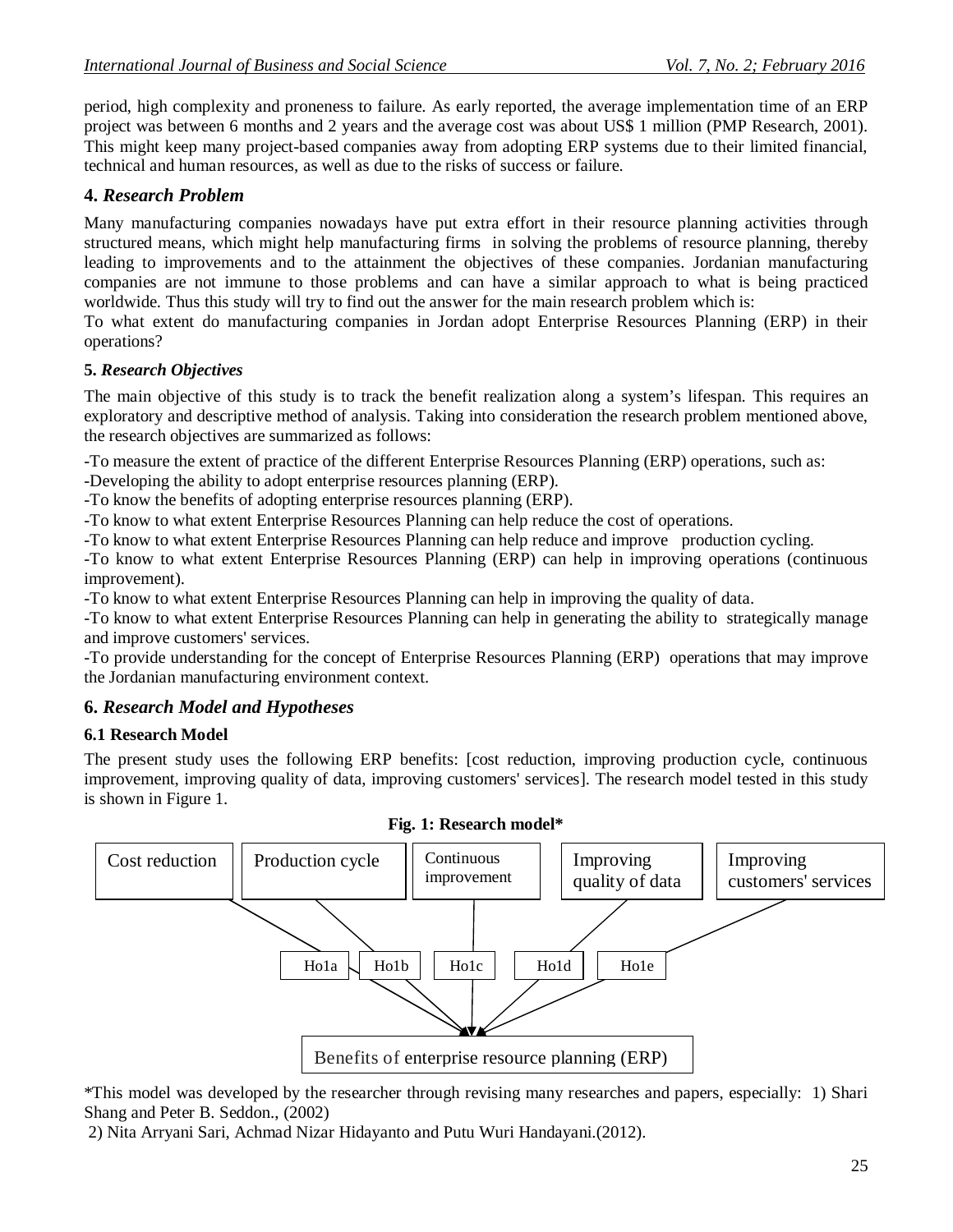period, high complexity and proneness to failure. As early reported, the average implementation time of an ERP project was between 6 months and 2 years and the average cost was about US$ 1 million (PMP Research, 2001). This might keep many project-based companies away from adopting ERP systems due to their limited financial, technical and human resources, as well as due to the risks of success or failure.

## 4. *Research Problem*

Many manufacturing companies nowadays have put extra effort in their resource planning activities through structured means, which might help manufacturing firms in solving the problems of resource planning, thereby leading to improvements and to the attainment the objectives of these companies. Jordanian manufacturing companies are not immune to those problems and can have a similar approach to what is being practiced worldwide. Thus this study will try to find out the answer for the main research problem which is:

To what extent do manufacturing companies in Jordan adopt Enterprise Resources Planning (ERP) in their operations?

### 5. *Research Objectives*

The main objective of this study is to track the benefit realization along a system's lifespan. This requires an exploratory and descriptive method of analysis. Taking into consideration the research problem mentioned above, the research objectives are summarized as follows:

-To measure the extent of practice of the different Enterprise Resources Planning (ERP) operations, such as:

-Developing the ability to adopt enterprise resources planning (ERP).

-To know the benefits of adopting enterprise resources planning (ERP).

-To know to what extent Enterprise Resources Planning can help reduce the cost of operations.

-To know to what extent Enterprise Resources Planning can help reduce and improve production cycling.

-To know to what extent Enterprise Resources Planning (ERP) can help in improving operations (continuous improvement).

-To know to what extent Enterprise Resources Planning can help in improving the quality of data.

-To know to what extent Enterprise Resources Planning can help in generating the ability to strategically manage and improve customers' services.

-To provide understanding for the concept of Enterprise Resources Planning (ERP) operations that may improve the Jordanian manufacturing environment context.

## 6. *Research Model and Hypotheses*

### 6.1 Research Model

The present study uses the following ERP benefits: [cost reduction, improving production cycle, continuous improvement, improving quality of data, improving customers' services]. The research model tested in this study is shown in Figure 1.

**Fig. 1: Research model***

Cost reduction —(Ho1a)→ Benefits of enterprise resource planning (ERP)
Production cycle —(Ho1b)→ Benefits of enterprise resource planning (ERP)
Continuous improvement —(Ho1c)→ Benefits of enterprise resource planning (ERP)
Improving quality of data —(Ho1d)→ Benefits of enterprise resource planning (ERP)
Improving customers' services —(Ho1e)→ Benefits of enterprise resource planning (ERP)

*This model was developed by the researcher through revising many researches and papers, especially: 1) Shari Shang and Peter B. Seddon., (2002)

2) Nita Arryani Sari, Achmad Nizar Hidayanto and Putu Wuri Handayani.(2012).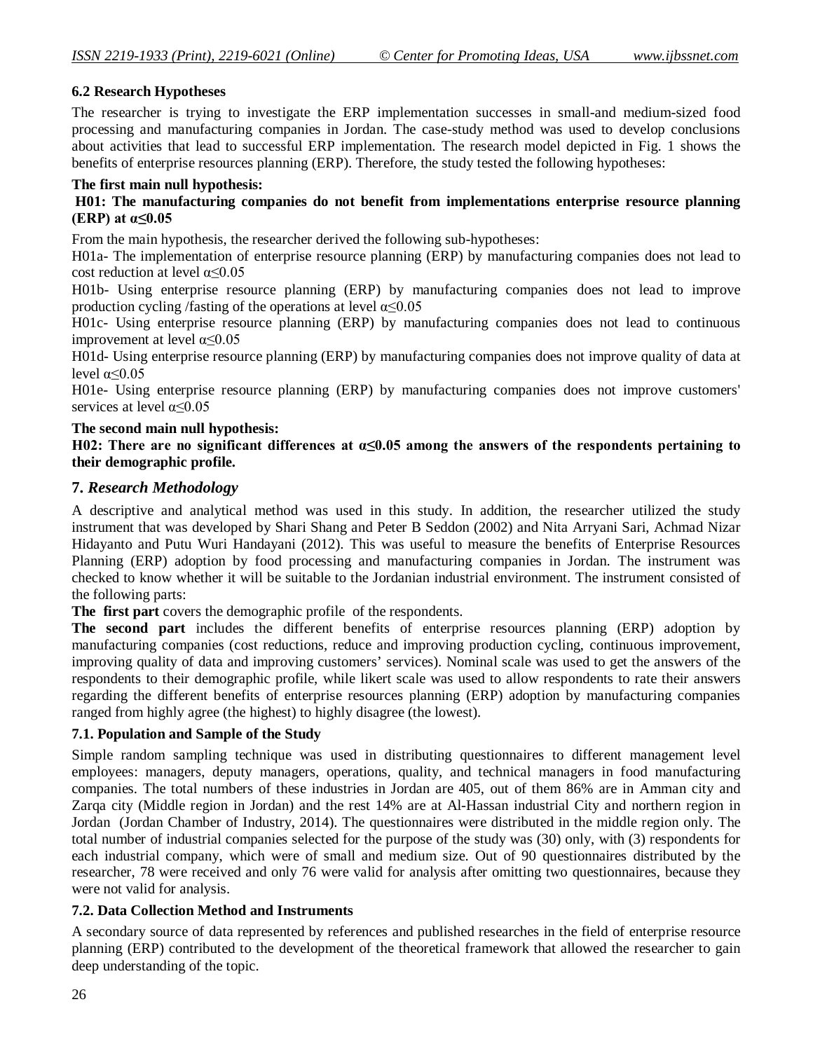### 6.2 Research Hypotheses

The researcher is trying to investigate the ERP implementation successes in small-and medium-sized food processing and manufacturing companies in Jordan. The case-study method was used to develop conclusions about activities that lead to successful ERP implementation. The research model depicted in Fig. 1 shows the benefits of enterprise resources planning (ERP). Therefore, the study tested the following hypotheses:

**The first main null hypothesis:**

**H01: The manufacturing companies do not benefit from implementations enterprise resource planning (ERP) at α≤0.05**

From the main hypothesis, the researcher derived the following sub-hypotheses:

H01a- The implementation of enterprise resource planning (ERP) by manufacturing companies does not lead to cost reduction at level α≤0.05

H01b- Using enterprise resource planning (ERP) by manufacturing companies does not lead to improve production cycling /fasting of the operations at level α≤0.05

H01c- Using enterprise resource planning (ERP) by manufacturing companies does not lead to continuous improvement at level α≤0.05

H01d- Using enterprise resource planning (ERP) by manufacturing companies does not improve quality of data at level α≤0.05

H01e- Using enterprise resource planning (ERP) by manufacturing companies does not improve customers' services at level α≤0.05

**The second main null hypothesis:**

**H02: There are no significant differences at α≤0.05 among the answers of the respondents pertaining to their demographic profile.**

## 7. *Research Methodology*

A descriptive and analytical method was used in this study. In addition, the researcher utilized the study instrument that was developed by Shari Shang and Peter B Seddon (2002) and Nita Arryani Sari, Achmad Nizar Hidayanto and Putu Wuri Handayani (2012). This was useful to measure the benefits of Enterprise Resources Planning (ERP) adoption by food processing and manufacturing companies in Jordan. The instrument was checked to know whether it will be suitable to the Jordanian industrial environment. The instrument consisted of the following parts:

**The first part** covers the demographic profile of the respondents.

**The second part** includes the different benefits of enterprise resources planning (ERP) adoption by manufacturing companies (cost reductions, reduce and improving production cycling, continuous improvement, improving quality of data and improving customers' services). Nominal scale was used to get the answers of the respondents to their demographic profile, while likert scale was used to allow respondents to rate their answers regarding the different benefits of enterprise resources planning (ERP) adoption by manufacturing companies ranged from highly agree (the highest) to highly disagree (the lowest).

### 7.1. Population and Sample of the Study

Simple random sampling technique was used in distributing questionnaires to different management level employees: managers, deputy managers, operations, quality, and technical managers in food manufacturing companies. The total numbers of these industries in Jordan are 405, out of them 86% are in Amman city and Zarqa city (Middle region in Jordan) and the rest 14% are at Al-Hassan industrial City and northern region in Jordan (Jordan Chamber of Industry, 2014). The questionnaires were distributed in the middle region only. The total number of industrial companies selected for the purpose of the study was (30) only, with (3) respondents for each industrial company, which were of small and medium size. Out of 90 questionnaires distributed by the researcher, 78 were received and only 76 were valid for analysis after omitting two questionnaires, because they were not valid for analysis.

### 7.2. Data Collection Method and Instruments

A secondary source of data represented by references and published researches in the field of enterprise resource planning (ERP) contributed to the development of the theoretical framework that allowed the researcher to gain deep understanding of the topic.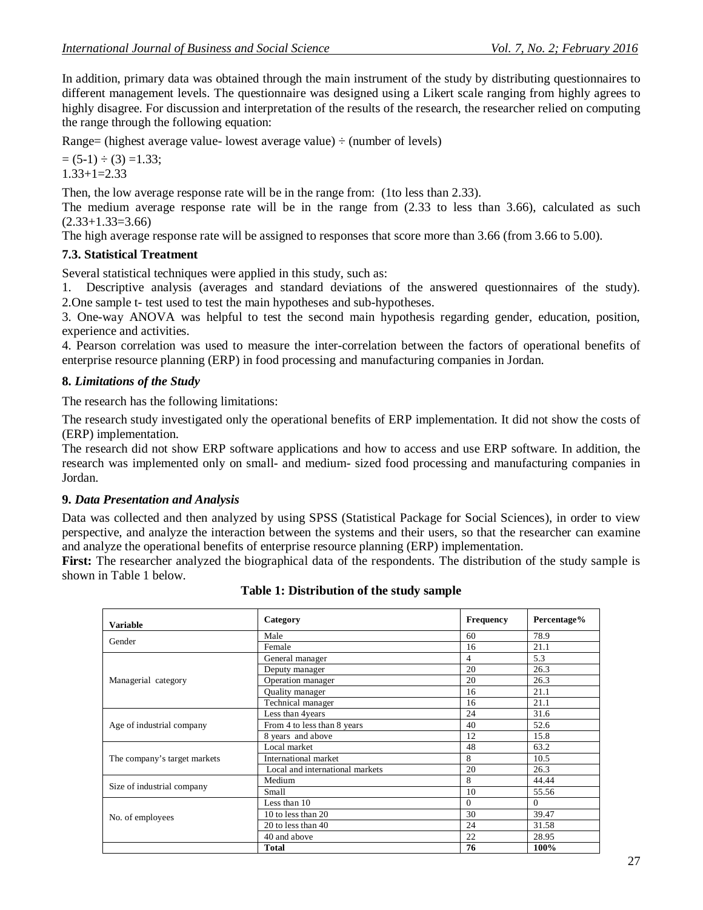In addition, primary data was obtained through the main instrument of the study by distributing questionnaires to different management levels. The questionnaire was designed using a Likert scale ranging from highly agrees to highly disagree. For discussion and interpretation of the results of the research, the researcher relied on computing the range through the following equation:

Range= (highest average value- lowest average value) ÷ (number of levels)

= (5-1) ÷ (3) =1.33;
1.33+1=2.33

Then, the low average response rate will be in the range from: (1to less than 2.33).
The medium average response rate will be in the range from (2.33 to less than 3.66), calculated as such (2.33+1.33=3.66)
The high average response rate will be assigned to responses that score more than 3.66 (from 3.66 to 5.00).

### 7.3. Statistical Treatment

Several statistical techniques were applied in this study, such as:

1. Descriptive analysis (averages and standard deviations of the answered questionnaires of the study).
2. One sample t- test used to test the main hypotheses and sub-hypotheses.
3. One-way ANOVA was helpful to test the second main hypothesis regarding gender, education, position, experience and activities.
4. Pearson correlation was used to measure the inter-correlation between the factors of operational benefits of enterprise resource planning (ERP) in food processing and manufacturing companies in Jordan.

## 8. *Limitations of the Study*

The research has the following limitations:

The research study investigated only the operational benefits of ERP implementation. It did not show the costs of (ERP) implementation.
The research did not show ERP software applications and how to access and use ERP software. In addition, the research was implemented only on small- and medium- sized food processing and manufacturing companies in Jordan.

## 9. *Data Presentation and Analysis*

Data was collected and then analyzed by using SPSS (Statistical Package for Social Sciences), in order to view perspective, and analyze the interaction between the systems and their users, so that the researcher can examine and analyze the operational benefits of enterprise resource planning (ERP) implementation.
**First:** The researcher analyzed the biographical data of the respondents. The distribution of the study sample is shown in Table 1 below.

**Table 1: Distribution of the study sample**

| Variable | Category | Frequency | Percentage% |
|---|---|---|---|
| Gender | Male | 60 | 78.9 |
| | Female | 16 | 21.1 |
| Managerial category | General manager | 4 | 5.3 |
| | Deputy manager | 20 | 26.3 |
| | Operation manager | 20 | 26.3 |
| | Quality manager | 16 | 21.1 |
| | Technical manager | 16 | 21.1 |
| Age of industrial company | Less than 4years | 24 | 31.6 |
| | From 4 to less than 8 years | 40 | 52.6 |
| | 8 years and above | 12 | 15.8 |
| The company's target markets | Local market | 48 | 63.2 |
| | International market | 8 | 10.5 |
| | Local and international markets | 20 | 26.3 |
| Size of industrial company | Medium | 8 | 44.44 |
| | Small | 10 | 55.56 |
| No. of employees | Less than 10 | 0 | 0 |
| | 10 to less than 20 | 30 | 39.47 |
| | 20 to less than 40 | 24 | 31.58 |
| | 40 and above | 22 | 28.95 |
| | **Total** | **76** | **100%** |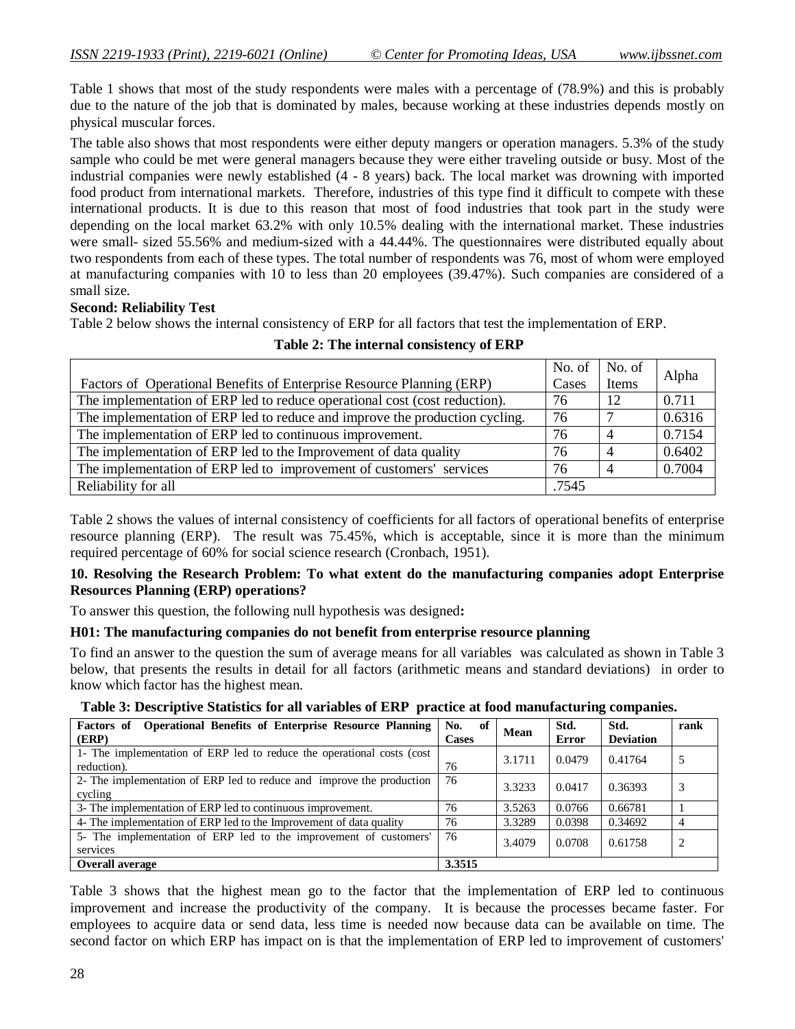Table 1 shows that most of the study respondents were males with a percentage of (78.9%) and this is probably due to the nature of the job that is dominated by males, because working at these industries depends mostly on physical muscular forces.

The table also shows that most respondents were either deputy mangers or operation managers. 5.3% of the study sample who could be met were general managers because they were either traveling outside or busy. Most of the industrial companies were newly established (4 - 8 years) back. The local market was drowning with imported food product from international markets. Therefore, industries of this type find it difficult to compete with these international products. It is due to this reason that most of food industries that took part in the study were depending on the local market 63.2% with only 10.5% dealing with the international market. These industries were small- sized 55.56% and medium-sized with a 44.44%. The questionnaires were distributed equally about two respondents from each of these types. The total number of respondents was 76, most of whom were employed at manufacturing companies with 10 to less than 20 employees (39.47%). Such companies are considered of a small size.

**Second: Reliability Test**

Table 2 below shows the internal consistency of ERP for all factors that test the implementation of ERP.

**Table 2: The internal consistency of ERP**

| Factors of Operational Benefits of Enterprise Resource Planning (ERP) | No. of Cases | No. of Items | Alpha |
|---|---|---|---|
| The implementation of ERP led to reduce operational cost (cost reduction). | 76 | 12 | 0.711 |
| The implementation of ERP led to reduce and improve the production cycling. | 76 | 7 | 0.6316 |
| The implementation of ERP led to continuous improvement. | 76 | 4 | 0.7154 |
| The implementation of ERP led to the Improvement of data quality | 76 | 4 | 0.6402 |
| The implementation of ERP led to improvement of customers' services | 76 | 4 | 0.7004 |
| Reliability for all | .7545 | | |

Table 2 shows the values of internal consistency of coefficients for all factors of operational benefits of enterprise resource planning (ERP). The result was 75.45%, which is acceptable, since it is more than the minimum required percentage of 60% for social science research (Cronbach, 1951).

**10. Resolving the Research Problem: To what extent do the manufacturing companies adopt Enterprise Resources Planning (ERP) operations?**

To answer this question, the following null hypothesis was designed**:**

**H01: The manufacturing companies do not benefit from enterprise resource planning**

To find an answer to the question the sum of average means for all variables was calculated as shown in Table 3 below, that presents the results in detail for all factors (arithmetic means and standard deviations) in order to know which factor has the highest mean.

**Table 3: Descriptive Statistics for all variables of ERP practice at food manufacturing companies.**

| Factors of Operational Benefits of Enterprise Resource Planning (ERP) | No. of Cases | Mean | Std. Error | Std. Deviation | rank |
|---|---|---|---|---|---|
| 1- The implementation of ERP led to reduce the operational costs (cost reduction). | 76 | 3.1711 | 0.0479 | 0.41764 | 5 |
| 2- The implementation of ERP led to reduce and improve the production cycling | 76 | 3.3233 | 0.0417 | 0.36393 | 3 |
| 3- The implementation of ERP led to continuous improvement. | 76 | 3.5263 | 0.0766 | 0.66781 | 1 |
| 4- The implementation of ERP led to the Improvement of data quality | 76 | 3.3289 | 0.0398 | 0.34692 | 4 |
| 5- The implementation of ERP led to the improvement of customers' services | 76 | 3.4079 | 0.0708 | 0.61758 | 2 |
| **Overall average** | **3.3515** | | | | |

Table 3 shows that the highest mean go to the factor that the implementation of ERP led to continuous improvement and increase the productivity of the company. It is because the processes became faster. For employees to acquire data or send data, less time is needed now because data can be available on time. The second factor on which ERP has impact on is that the implementation of ERP led to improvement of customers'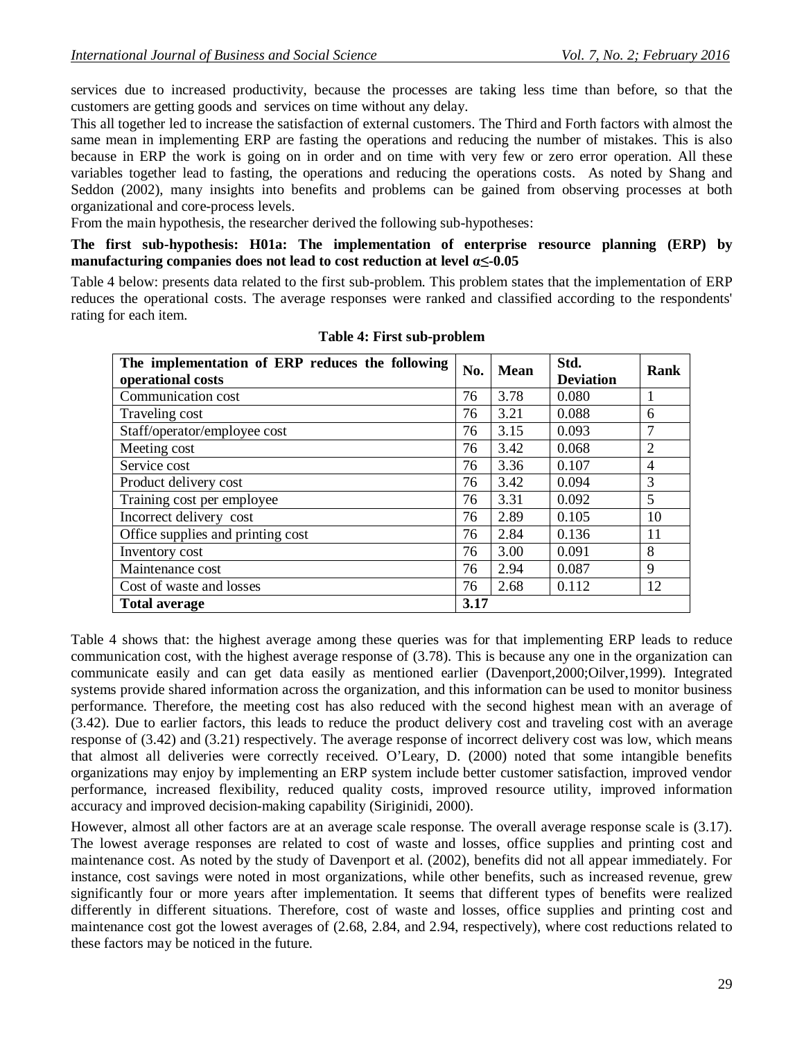services due to increased productivity, because the processes are taking less time than before, so that the customers are getting goods and services on time without any delay.

This all together led to increase the satisfaction of external customers. The Third and Forth factors with almost the same mean in implementing ERP are fasting the operations and reducing the number of mistakes. This is also because in ERP the work is going on in order and on time with very few or zero error operation. All these variables together lead to fasting, the operations and reducing the operations costs. As noted by Shang and Seddon (2002), many insights into benefits and problems can be gained from observing processes at both organizational and core-process levels.

From the main hypothesis, the researcher derived the following sub-hypotheses:

**The first sub-hypothesis: H01a: The implementation of enterprise resource planning (ERP) by manufacturing companies does not lead to cost reduction at level α≤-0.05**

Table 4 below: presents data related to the first sub-problem. This problem states that the implementation of ERP reduces the operational costs. The average responses were ranked and classified according to the respondents' rating for each item.

**Table 4: First sub-problem**

| The implementation of ERP reduces the following operational costs | No. | Mean | Std. Deviation | Rank |
|---|---|---|---|---|
| Communication cost | 76 | 3.78 | 0.080 | 1 |
| Traveling cost | 76 | 3.21 | 0.088 | 6 |
| Staff/operator/employee cost | 76 | 3.15 | 0.093 | 7 |
| Meeting cost | 76 | 3.42 | 0.068 | 2 |
| Service cost | 76 | 3.36 | 0.107 | 4 |
| Product delivery cost | 76 | 3.42 | 0.094 | 3 |
| Training cost per employee | 76 | 3.31 | 0.092 | 5 |
| Incorrect delivery cost | 76 | 2.89 | 0.105 | 10 |
| Office supplies and printing cost | 76 | 2.84 | 0.136 | 11 |
| Inventory cost | 76 | 3.00 | 0.091 | 8 |
| Maintenance cost | 76 | 2.94 | 0.087 | 9 |
| Cost of waste and losses | 76 | 2.68 | 0.112 | 12 |
| **Total average** | **3.17** | | | |

Table 4 shows that: the highest average among these queries was for that implementing ERP leads to reduce communication cost, with the highest average response of (3.78). This is because any one in the organization can communicate easily and can get data easily as mentioned earlier (Davenport,2000;Oilver,1999). Integrated systems provide shared information across the organization, and this information can be used to monitor business performance. Therefore, the meeting cost has also reduced with the second highest mean with an average of (3.42). Due to earlier factors, this leads to reduce the product delivery cost and traveling cost with an average response of (3.42) and (3.21) respectively. The average response of incorrect delivery cost was low, which means that almost all deliveries were correctly received. O'Leary, D. (2000) noted that some intangible benefits organizations may enjoy by implementing an ERP system include better customer satisfaction, improved vendor performance, increased flexibility, reduced quality costs, improved resource utility, improved information accuracy and improved decision-making capability (Siriginidi, 2000).

However, almost all other factors are at an average scale response. The overall average response scale is (3.17). The lowest average responses are related to cost of waste and losses, office supplies and printing cost and maintenance cost. As noted by the study of Davenport et al. (2002), benefits did not all appear immediately. For instance, cost savings were noted in most organizations, while other benefits, such as increased revenue, grew significantly four or more years after implementation. It seems that different types of benefits were realized differently in different situations. Therefore, cost of waste and losses, office supplies and printing cost and maintenance cost got the lowest averages of (2.68, 2.84, and 2.94, respectively), where cost reductions related to these factors may be noticed in the future.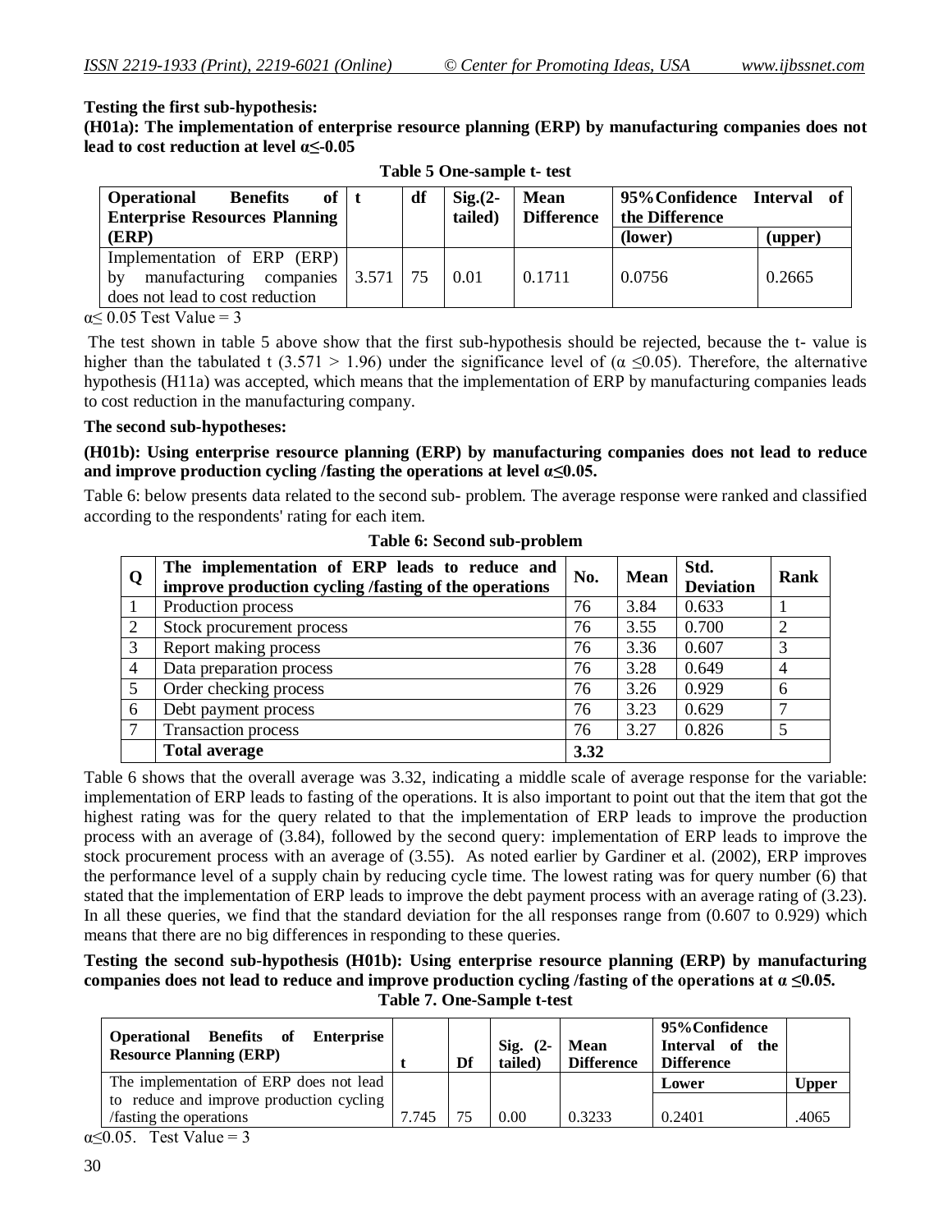**Testing the first sub-hypothesis:**

**(H01a): The implementation of enterprise resource planning (ERP) by manufacturing companies does not lead to cost reduction at level α≤-0.05**

**Table 5 One-sample t- test**

| Operational Benefits of Enterprise Resources Planning (ERP) | t | df | Sig.(2-tailed) | Mean Difference | 95%Confidence Interval of the Difference | |
|---|---|---|---|---|---|---|
| | | | | | (lower) | (upper) |
| Implementation of ERP (ERP) by manufacturing companies does not lead to cost reduction | 3.571 | 75 | 0.01 | 0.1711 | 0.0756 | 0.2665 |

α≤ 0.05 Test Value = 3

The test shown in table 5 above show that the first sub-hypothesis should be rejected, because the t- value is higher than the tabulated t (3.571 > 1.96) under the significance level of (α ≤0.05). Therefore, the alternative hypothesis (H11a) was accepted, which means that the implementation of ERP by manufacturing companies leads to cost reduction in the manufacturing company.

**The second sub-hypotheses:**

**(H01b): Using enterprise resource planning (ERP) by manufacturing companies does not lead to reduce and improve production cycling /fasting the operations at level α≤0.05.**

Table 6: below presents data related to the second sub- problem. The average response were ranked and classified according to the respondents' rating for each item.

**Table 6: Second sub-problem**

| Q | The implementation of ERP leads to reduce and improve production cycling /fasting of the operations | No. | Mean | Std. Deviation | Rank |
|---|---|---|---|---|---|
| 1 | Production process | 76 | 3.84 | 0.633 | 1 |
| 2 | Stock procurement process | 76 | 3.55 | 0.700 | 2 |
| 3 | Report making process | 76 | 3.36 | 0.607 | 3 |
| 4 | Data preparation process | 76 | 3.28 | 0.649 | 4 |
| 5 | Order checking process | 76 | 3.26 | 0.929 | 6 |
| 6 | Debt payment process | 76 | 3.23 | 0.629 | 7 |
| 7 | Transaction process | 76 | 3.27 | 0.826 | 5 |
| | **Total average** | **3.32** | | | |

Table 6 shows that the overall average was 3.32, indicating a middle scale of average response for the variable: implementation of ERP leads to fasting of the operations. It is also important to point out that the item that got the highest rating was for the query related to that the implementation of ERP leads to improve the production process with an average of (3.84), followed by the second query: implementation of ERP leads to improve the stock procurement process with an average of (3.55). As noted earlier by Gardiner et al. (2002), ERP improves the performance level of a supply chain by reducing cycle time. The lowest rating was for query number (6) that stated that the implementation of ERP leads to improve the debt payment process with an average rating of (3.23). In all these queries, we find that the standard deviation for the all responses range from (0.607 to 0.929) which means that there are no big differences in responding to these queries.

**Testing the second sub-hypothesis (H01b): Using enterprise resource planning (ERP) by manufacturing companies does not lead to reduce and improve production cycling /fasting of the operations at α ≤0.05.**

**Table 7. One-Sample t-test**

| Operational Benefits of Enterprise Resource Planning (ERP) | t | Df | Sig. (2-tailed) | Mean Difference | 95%Confidence Interval of the Difference | |
|---|---|---|---|---|---|---|
| | | | | | Lower | Upper |
| The implementation of ERP does not lead to reduce and improve production cycling /fasting the operations | 7.745 | 75 | 0.00 | 0.3233 | 0.2401 | .4065 |

α≤0.05. Test Value = 3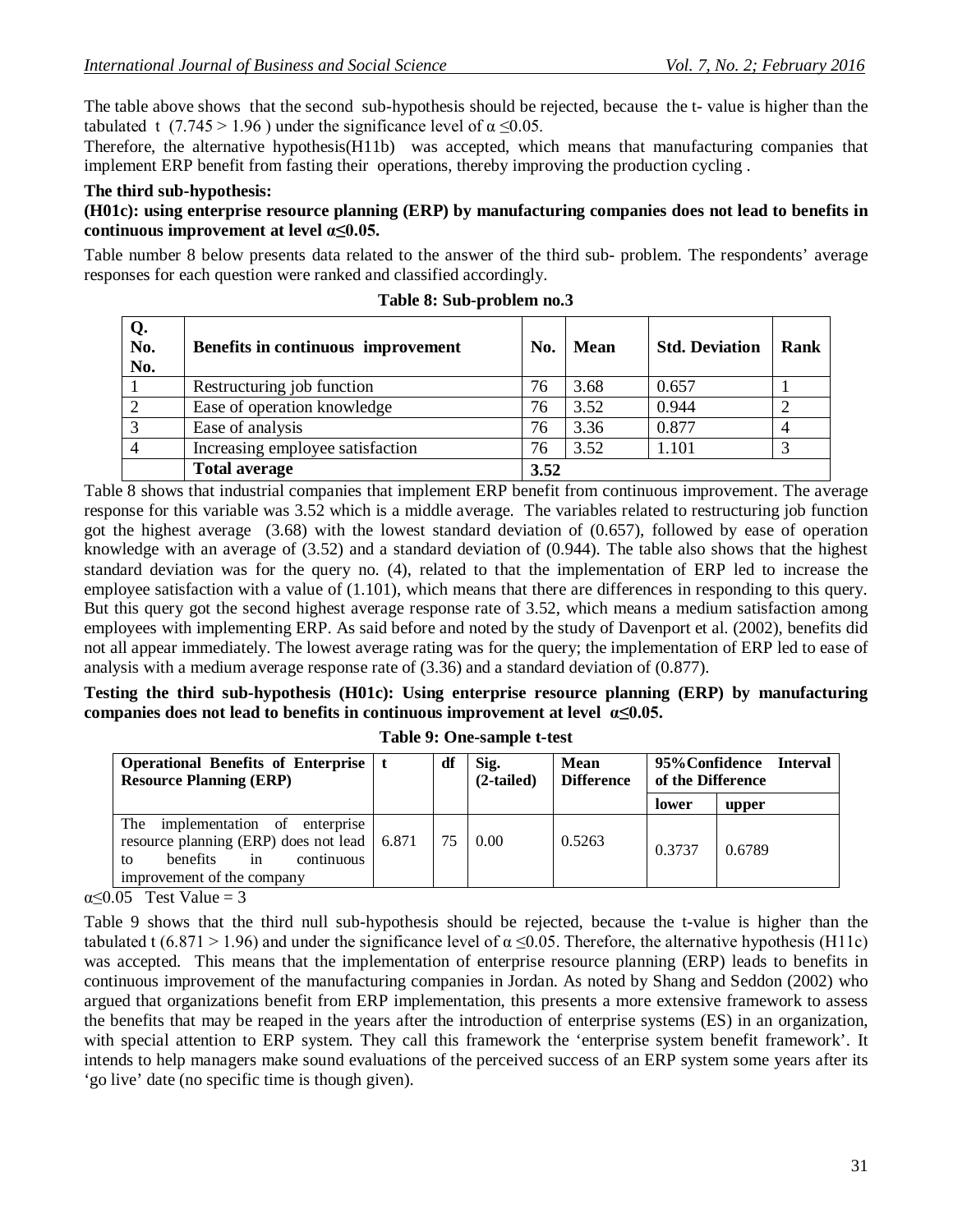The table above shows that the second sub-hypothesis should be rejected, because the t- value is higher than the tabulated t (7.745 > 1.96 ) under the significance level of $\alpha \leq 0.05$.

Therefore, the alternative hypothesis(H11b) was accepted, which means that manufacturing companies that implement ERP benefit from fasting their operations, thereby improving the production cycling .

**The third sub-hypothesis:**

**(H01c): using enterprise resource planning (ERP) by manufacturing companies does not lead to benefits in continuous improvement at level $\alpha \leq 0.05$.**

Table number 8 below presents data related to the answer of the third sub- problem. The respondents' average responses for each question were ranked and classified accordingly.

**Table 8: Sub-problem no.3**

| Q. No. No. | Benefits in continuous improvement | No. | Mean | Std. Deviation | Rank |
|---|---|---|---|---|---|
| 1 | Restructuring job function | 76 | 3.68 | 0.657 | 1 |
| 2 | Ease of operation knowledge | 76 | 3.52 | 0.944 | 2 |
| 3 | Ease of analysis | 76 | 3.36 | 0.877 | 4 |
| 4 | Increasing employee satisfaction | 76 | 3.52 | 1.101 | 3 |
| | **Total average** | **3.52** | | | |

Table 8 shows that industrial companies that implement ERP benefit from continuous improvement. The average response for this variable was 3.52 which is a middle average. The variables related to restructuring job function got the highest average (3.68) with the lowest standard deviation of (0.657), followed by ease of operation knowledge with an average of (3.52) and a standard deviation of (0.944). The table also shows that the highest standard deviation was for the query no. (4), related to that the implementation of ERP led to increase the employee satisfaction with a value of (1.101), which means that there are differences in responding to this query. But this query got the second highest average response rate of 3.52, which means a medium satisfaction among employees with implementing ERP. As said before and noted by the study of Davenport et al. (2002), benefits did not all appear immediately. The lowest average rating was for the query; the implementation of ERP led to ease of analysis with a medium average response rate of (3.36) and a standard deviation of (0.877).

**Testing the third sub-hypothesis (H01c): Using enterprise resource planning (ERP) by manufacturing companies does not lead to benefits in continuous improvement at level $\alpha \leq 0.05$.**

**Table 9: One-sample t-test**

| Operational Benefits of Enterprise Resource Planning (ERP) | t | df | Sig. (2-tailed) | Mean Difference | 95%Confidence Interval of the Difference | |
|---|---|---|---|---|---|---|
| | | | | | lower | upper |
| The implementation of enterprise resource planning (ERP) does not lead to benefits in continuous improvement of the company | 6.871 | 75 | 0.00 | 0.5263 | 0.3737 | 0.6789 |

$\alpha \leq 0.05$ Test Value = 3

Table 9 shows that the third null sub-hypothesis should be rejected, because the t-value is higher than the tabulated t (6.871 > 1.96) and under the significance level of $\alpha \leq 0.05$. Therefore, the alternative hypothesis (H11c) was accepted. This means that the implementation of enterprise resource planning (ERP) leads to benefits in continuous improvement of the manufacturing companies in Jordan. As noted by Shang and Seddon (2002) who argued that organizations benefit from ERP implementation, this presents a more extensive framework to assess the benefits that may be reaped in the years after the introduction of enterprise systems (ES) in an organization, with special attention to ERP system. They call this framework the 'enterprise system benefit framework'. It intends to help managers make sound evaluations of the perceived success of an ERP system some years after its 'go live' date (no specific time is though given).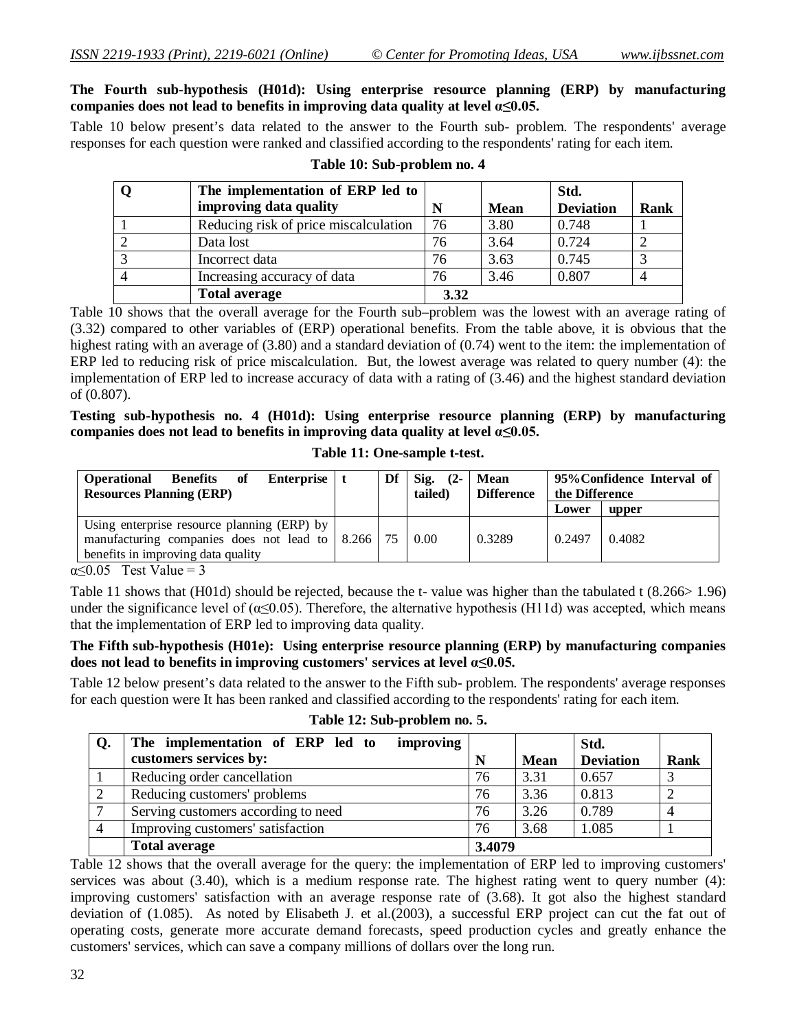**The Fourth sub-hypothesis (H01d): Using enterprise resource planning (ERP) by manufacturing companies does not lead to benefits in improving data quality at level α≤0.05.**

Table 10 below present's data related to the answer to the Fourth sub- problem. The respondents' average responses for each question were ranked and classified according to the respondents' rating for each item.

**Table 10: Sub-problem no. 4**

| Q | The implementation of ERP led to improving data quality | N | Mean | Std. Deviation | Rank |
|---|---|---|---|---|---|
| 1 | Reducing risk of price miscalculation | 76 | 3.80 | 0.748 | 1 |
| 2 | Data lost | 76 | 3.64 | 0.724 | 2 |
| 3 | Incorrect data | 76 | 3.63 | 0.745 | 3 |
| 4 | Increasing accuracy of data | 76 | 3.46 | 0.807 | 4 |
| | **Total average** | **3.32** | | | |

Table 10 shows that the overall average for the Fourth sub–problem was the lowest with an average rating of (3.32) compared to other variables of (ERP) operational benefits. From the table above, it is obvious that the highest rating with an average of (3.80) and a standard deviation of (0.74) went to the item: the implementation of ERP led to reducing risk of price miscalculation. But, the lowest average was related to query number (4): the implementation of ERP led to increase accuracy of data with a rating of (3.46) and the highest standard deviation of (0.807).

**Testing sub-hypothesis no. 4 (H01d): Using enterprise resource planning (ERP) by manufacturing companies does not lead to benefits in improving data quality at level α≤0.05.**

**Table 11: One-sample t-test.**

| Operational Benefits of Enterprise Resources Planning (ERP) | t | Df | Sig. (2-tailed) | Mean Difference | 95%Confidence Interval of the Difference | |
|---|---|---|---|---|---|---|
| | | | | | Lower | upper |
| Using enterprise resource planning (ERP) by manufacturing companies does not lead to benefits in improving data quality | 8.266 | 75 | 0.00 | 0.3289 | 0.2497 | 0.4082 |

α≤0.05 Test Value = 3

Table 11 shows that (H01d) should be rejected, because the t- value was higher than the tabulated t (8.266> 1.96) under the significance level of (α≤0.05). Therefore, the alternative hypothesis (H11d) was accepted, which means that the implementation of ERP led to improving data quality.

**The Fifth sub-hypothesis (H01e): Using enterprise resource planning (ERP) by manufacturing companies does not lead to benefits in improving customers' services at level α≤0.05.**

Table 12 below present's data related to the answer to the Fifth sub- problem. The respondents' average responses for each question were It has been ranked and classified according to the respondents' rating for each item.

**Table 12: Sub-problem no. 5.**

| Q. | The implementation of ERP led to improving customers services by: | N | Mean | Std. Deviation | Rank |
|---|---|---|---|---|---|
| 1 | Reducing order cancellation | 76 | 3.31 | 0.657 | 3 |
| 2 | Reducing customers' problems | 76 | 3.36 | 0.813 | 2 |
| 7 | Serving customers according to need | 76 | 3.26 | 0.789 | 4 |
| 4 | Improving customers' satisfaction | 76 | 3.68 | 1.085 | 1 |
| | **Total average** | **3.4079** | | | |

Table 12 shows that the overall average for the query: the implementation of ERP led to improving customers' services was about (3.40), which is a medium response rate. The highest rating went to query number (4): improving customers' satisfaction with an average response rate of (3.68). It got also the highest standard deviation of (1.085). As noted by Elisabeth J. et al.(2003), a successful ERP project can cut the fat out of operating costs, generate more accurate demand forecasts, speed production cycles and greatly enhance the customers' services, which can save a company millions of dollars over the long run.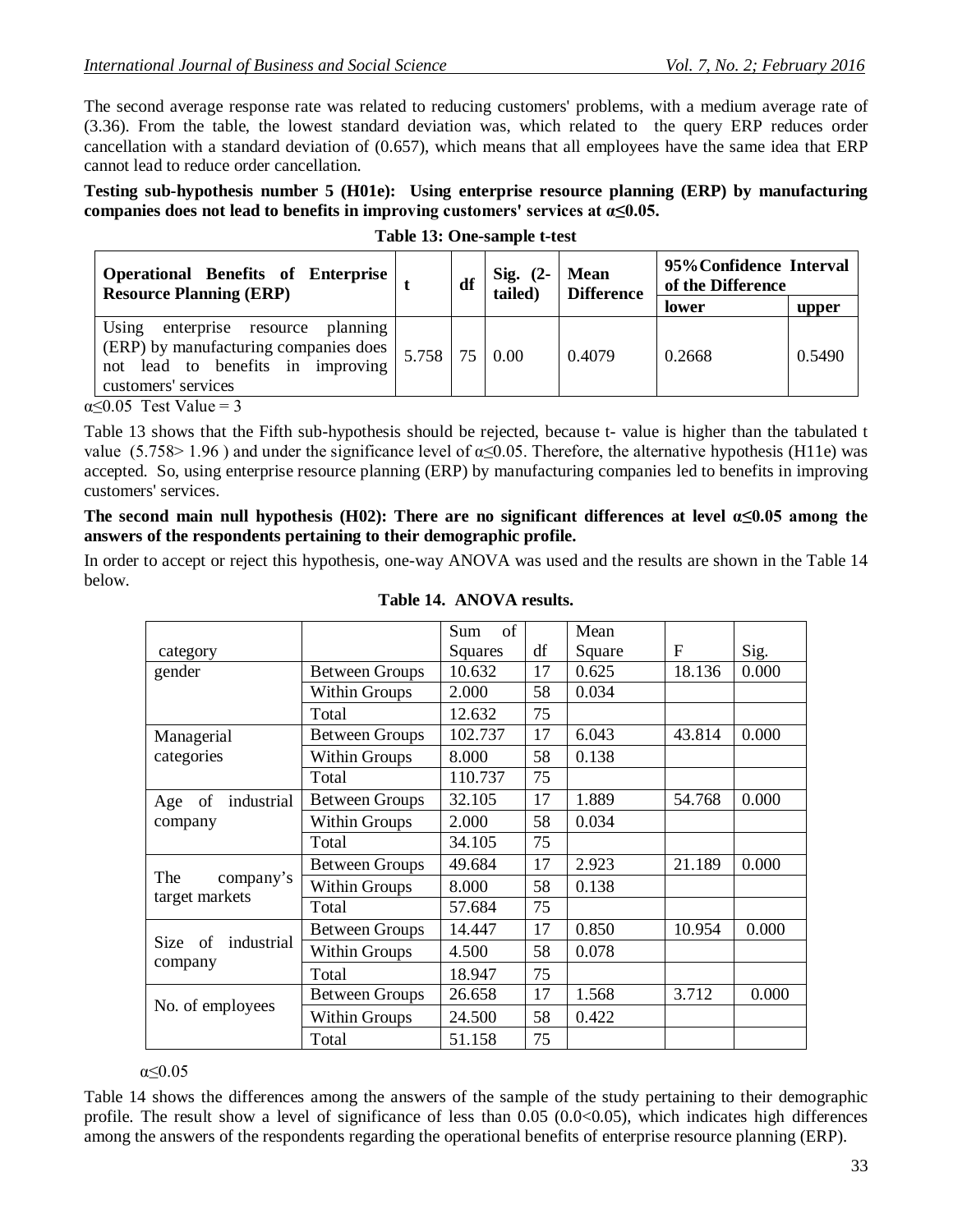The second average response rate was related to reducing customers' problems, with a medium average rate of (3.36). From the table, the lowest standard deviation was, which related to the query ERP reduces order cancellation with a standard deviation of (0.657), which means that all employees have the same idea that ERP cannot lead to reduce order cancellation.

**Testing sub-hypothesis number 5 (H01e): Using enterprise resource planning (ERP) by manufacturing companies does not lead to benefits in improving customers' services at α≤0.05.**

**Table 13: One-sample t-test**

| Operational Benefits of Enterprise Resource Planning (ERP) | t | df | Sig. (2-tailed) | Mean Difference | 95%Confidence Interval of the Difference | |
|---|---|---|---|---|---|---|
| | | | | | lower | upper |
| Using enterprise resource planning (ERP) by manufacturing companies does not lead to benefits in improving customers' services | 5.758 | 75 | 0.00 | 0.4079 | 0.2668 | 0.5490 |

α≤0.05 Test Value = 3

Table 13 shows that the Fifth sub-hypothesis should be rejected, because t- value is higher than the tabulated t value (5.758> 1.96 ) and under the significance level of α≤0.05. Therefore, the alternative hypothesis (H11e) was accepted. So, using enterprise resource planning (ERP) by manufacturing companies led to benefits in improving customers' services.

**The second main null hypothesis (H02): There are no significant differences at level α≤0.05 among the answers of the respondents pertaining to their demographic profile.**

In order to accept or reject this hypothesis, one-way ANOVA was used and the results are shown in the Table 14 below.

**Table 14. ANOVA results.**

| category | | Sum of Squares | df | Mean Square | F | Sig. |
|---|---|---|---|---|---|---|
| gender | Between Groups | 10.632 | 17 | 0.625 | 18.136 | 0.000 |
| | Within Groups | 2.000 | 58 | 0.034 | | |
| | Total | 12.632 | 75 | | | |
| Managerial categories | Between Groups | 102.737 | 17 | 6.043 | 43.814 | 0.000 |
| | Within Groups | 8.000 | 58 | 0.138 | | |
| | Total | 110.737 | 75 | | | |
| Age of industrial company | Between Groups | 32.105 | 17 | 1.889 | 54.768 | 0.000 |
| | Within Groups | 2.000 | 58 | 0.034 | | |
| | Total | 34.105 | 75 | | | |
| The company's target markets | Between Groups | 49.684 | 17 | 2.923 | 21.189 | 0.000 |
| | Within Groups | 8.000 | 58 | 0.138 | | |
| | Total | 57.684 | 75 | | | |
| Size of industrial company | Between Groups | 14.447 | 17 | 0.850 | 10.954 | 0.000 |
| | Within Groups | 4.500 | 58 | 0.078 | | |
| | Total | 18.947 | 75 | | | |
| No. of employees | Between Groups | 26.658 | 17 | 1.568 | 3.712 | 0.000 |
| | Within Groups | 24.500 | 58 | 0.422 | | |
| | Total | 51.158 | 75 | | | |

α≤0.05

Table 14 shows the differences among the answers of the sample of the study pertaining to their demographic profile. The result show a level of significance of less than 0.05 (0.0<0.05), which indicates high differences among the answers of the respondents regarding the operational benefits of enterprise resource planning (ERP).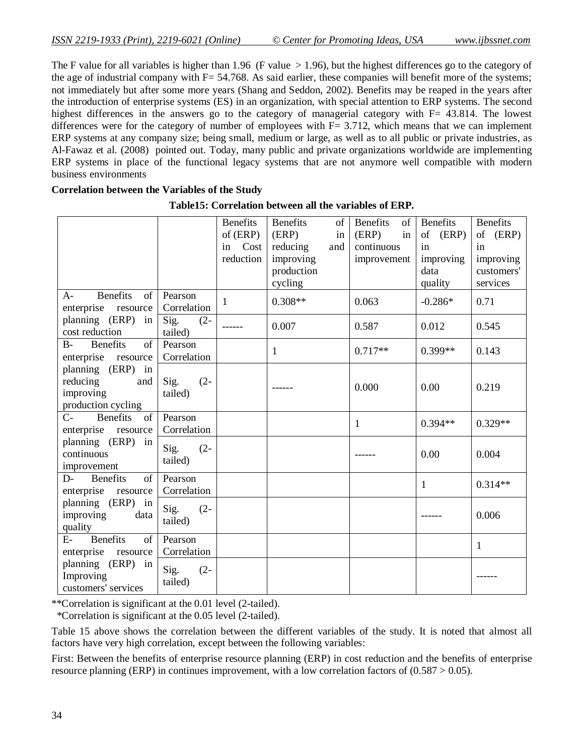The F value for all variables is higher than 1.96 (F value > 1.96), but the highest differences go to the category of the age of industrial company with F= 54.768. As said earlier, these companies will benefit more of the systems; not immediately but after some more years (Shang and Seddon, 2002). Benefits may be reaped in the years after the introduction of enterprise systems (ES) in an organization, with special attention to ERP systems. The second highest differences in the answers go to the category of managerial category with F= 43.814. The lowest differences were for the category of number of employees with F= 3.712, which means that we can implement ERP systems at any company size; being small, medium or large, as well as to all public or private industries, as Al-Fawaz et al. (2008) pointed out. Today, many public and private organizations worldwide are implementing ERP systems in place of the functional legacy systems that are not anymore well compatible with modern business environments

**Correlation between the Variables of the Study**

**Table15: Correlation between all the variables of ERP.**

| | | Benefits of (ERP) in Cost reduction | Benefits of (ERP) in reducing and improving production cycling | Benefits of (ERP) in continuous improvement | Benefits of (ERP) in improving data quality | Benefits of (ERP) in improving customers' services |
|---|---|---|---|---|---|---|
| A- Benefits of enterprise resource planning (ERP) in cost reduction | Pearson Correlation | 1 | 0.308** | 0.063 | -0.286* | 0.71 |
| | Sig. (2-tailed) | ------ | 0.007 | 0.587 | 0.012 | 0.545 |
| B- Benefits of enterprise resource planning (ERP) in reducing and improving production cycling | Pearson Correlation | | 1 | 0.717** | 0.399** | 0.143 |
| | Sig. (2-tailed) | | ------ | 0.000 | 0.00 | 0.219 |
| C- Benefits of enterprise resource planning (ERP) in continuous improvement | Pearson Correlation | | | 1 | 0.394** | 0.329** |
| | Sig. (2-tailed) | | | ------ | 0.00 | 0.004 |
| D- Benefits of enterprise resource planning (ERP) in improving data quality | Pearson Correlation | | | | 1 | 0.314** |
| | Sig. (2-tailed) | | | | ------ | 0.006 |
| E- Benefits of enterprise resource planning (ERP) in Improving customers' services | Pearson Correlation | | | | | 1 |
| | Sig. (2-tailed) | | | | | ------ |

**Correlation is significant at the 0.01 level (2-tailed).

*Correlation is significant at the 0.05 level (2-tailed).

Table 15 above shows the correlation between the different variables of the study. It is noted that almost all factors have very high correlation, except between the following variables:

First: Between the benefits of enterprise resource planning (ERP) in cost reduction and the benefits of enterprise resource planning (ERP) in continues improvement, with a low correlation factors of (0.587 > 0.05).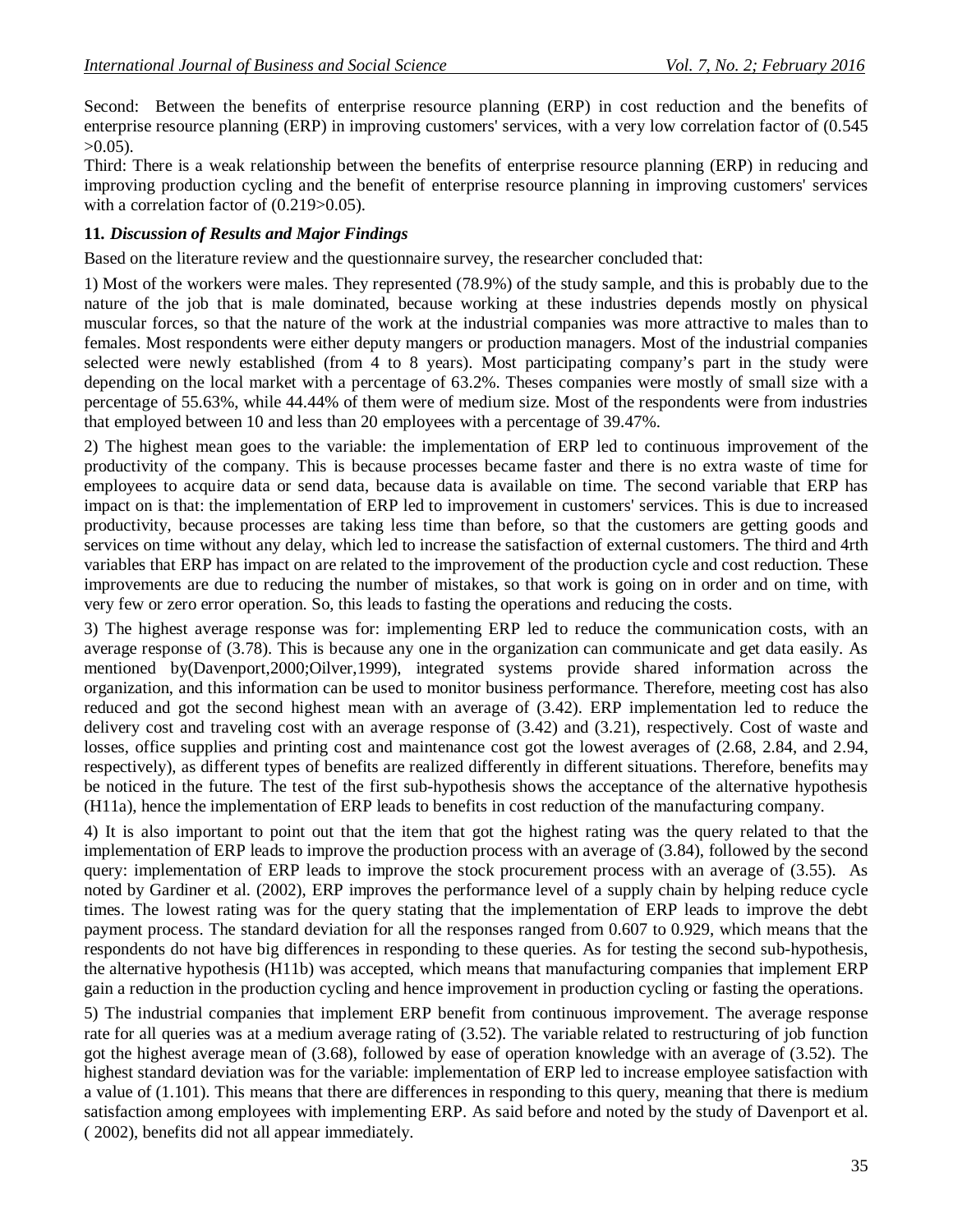Second: Between the benefits of enterprise resource planning (ERP) in cost reduction and the benefits of enterprise resource planning (ERP) in improving customers' services, with a very low correlation factor of (0.545 >0.05).

Third: There is a weak relationship between the benefits of enterprise resource planning (ERP) in reducing and improving production cycling and the benefit of enterprise resource planning in improving customers' services with a correlation factor of (0.219>0.05).

### 11. *Discussion of Results and Major Findings*

Based on the literature review and the questionnaire survey, the researcher concluded that:

1) Most of the workers were males. They represented (78.9%) of the study sample, and this is probably due to the nature of the job that is male dominated, because working at these industries depends mostly on physical muscular forces, so that the nature of the work at the industrial companies was more attractive to males than to females. Most respondents were either deputy mangers or production managers. Most of the industrial companies selected were newly established (from 4 to 8 years). Most participating company's part in the study were depending on the local market with a percentage of 63.2%. Theses companies were mostly of small size with a percentage of 55.63%, while 44.44% of them were of medium size. Most of the respondents were from industries that employed between 10 and less than 20 employees with a percentage of 39.47%.

2) The highest mean goes to the variable: the implementation of ERP led to continuous improvement of the productivity of the company. This is because processes became faster and there is no extra waste of time for employees to acquire data or send data, because data is available on time. The second variable that ERP has impact on is that: the implementation of ERP led to improvement in customers' services. This is due to increased productivity, because processes are taking less time than before, so that the customers are getting goods and services on time without any delay, which led to increase the satisfaction of external customers. The third and 4rth variables that ERP has impact on are related to the improvement of the production cycle and cost reduction. These improvements are due to reducing the number of mistakes, so that work is going on in order and on time, with very few or zero error operation. So, this leads to fasting the operations and reducing the costs.

3) The highest average response was for: implementing ERP led to reduce the communication costs, with an average response of (3.78). This is because any one in the organization can communicate and get data easily. As mentioned by(Davenport,2000;Oilver,1999), integrated systems provide shared information across the organization, and this information can be used to monitor business performance. Therefore, meeting cost has also reduced and got the second highest mean with an average of (3.42). ERP implementation led to reduce the delivery cost and traveling cost with an average response of (3.42) and (3.21), respectively. Cost of waste and losses, office supplies and printing cost and maintenance cost got the lowest averages of (2.68, 2.84, and 2.94, respectively), as different types of benefits are realized differently in different situations. Therefore, benefits may be noticed in the future. The test of the first sub-hypothesis shows the acceptance of the alternative hypothesis (H11a), hence the implementation of ERP leads to benefits in cost reduction of the manufacturing company.

4) It is also important to point out that the item that got the highest rating was the query related to that the implementation of ERP leads to improve the production process with an average of (3.84), followed by the second query: implementation of ERP leads to improve the stock procurement process with an average of (3.55). As noted by Gardiner et al. (2002), ERP improves the performance level of a supply chain by helping reduce cycle times. The lowest rating was for the query stating that the implementation of ERP leads to improve the debt payment process. The standard deviation for all the responses ranged from 0.607 to 0.929, which means that the respondents do not have big differences in responding to these queries. As for testing the second sub-hypothesis, the alternative hypothesis (H11b) was accepted, which means that manufacturing companies that implement ERP gain a reduction in the production cycling and hence improvement in production cycling or fasting the operations.

5) The industrial companies that implement ERP benefit from continuous improvement. The average response rate for all queries was at a medium average rating of (3.52). The variable related to restructuring of job function got the highest average mean of (3.68), followed by ease of operation knowledge with an average of (3.52). The highest standard deviation was for the variable: implementation of ERP led to increase employee satisfaction with a value of (1.101). This means that there are differences in responding to this query, meaning that there is medium satisfaction among employees with implementing ERP. As said before and noted by the study of Davenport et al. ( 2002), benefits did not all appear immediately.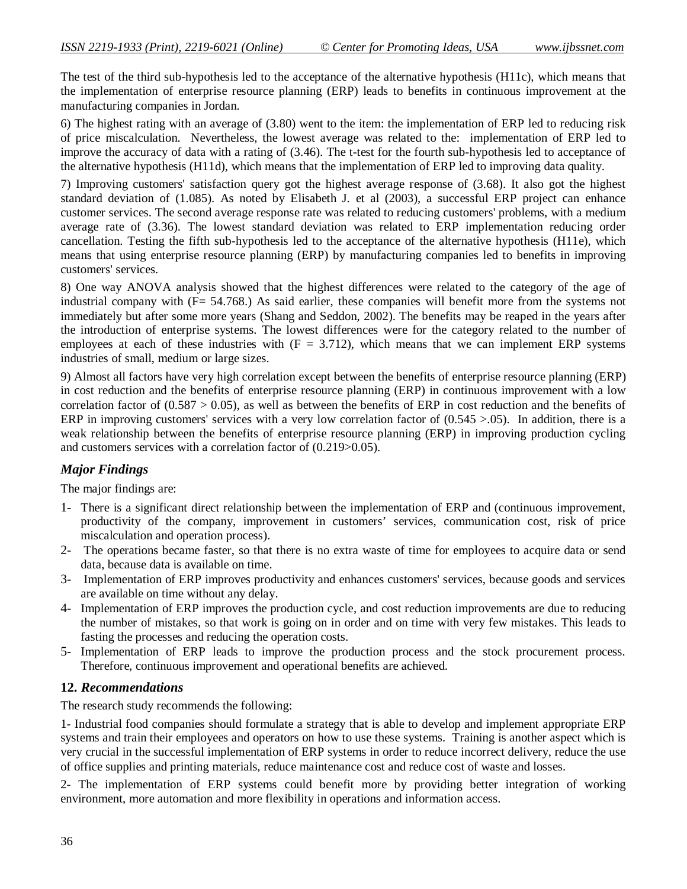The test of the third sub-hypothesis led to the acceptance of the alternative hypothesis (H11c), which means that the implementation of enterprise resource planning (ERP) leads to benefits in continuous improvement at the manufacturing companies in Jordan.

6) The highest rating with an average of (3.80) went to the item: the implementation of ERP led to reducing risk of price miscalculation. Nevertheless, the lowest average was related to the: implementation of ERP led to improve the accuracy of data with a rating of (3.46). The t-test for the fourth sub-hypothesis led to acceptance of the alternative hypothesis (H11d), which means that the implementation of ERP led to improving data quality.

7) Improving customers' satisfaction query got the highest average response of (3.68). It also got the highest standard deviation of (1.085). As noted by Elisabeth J. et al (2003), a successful ERP project can enhance customer services. The second average response rate was related to reducing customers' problems, with a medium average rate of (3.36). The lowest standard deviation was related to ERP implementation reducing order cancellation. Testing the fifth sub-hypothesis led to the acceptance of the alternative hypothesis (H11e), which means that using enterprise resource planning (ERP) by manufacturing companies led to benefits in improving customers' services.

8) One way ANOVA analysis showed that the highest differences were related to the category of the age of industrial company with ($F= 54.768$.) As said earlier, these companies will benefit more from the systems not immediately but after some more years (Shang and Seddon, 2002). The benefits may be reaped in the years after the introduction of enterprise systems. The lowest differences were for the category related to the number of employees at each of these industries with ($F = 3.712$), which means that we can implement ERP systems industries of small, medium or large sizes.

9) Almost all factors have very high correlation except between the benefits of enterprise resource planning (ERP) in cost reduction and the benefits of enterprise resource planning (ERP) in continuous improvement with a low correlation factor of ($0.587 > 0.05$), as well as between the benefits of ERP in cost reduction and the benefits of ERP in improving customers' services with a very low correlation factor of ($0.545 >.05$). In addition, there is a weak relationship between the benefits of enterprise resource planning (ERP) in improving production cycling and customers services with a correlation factor of ($0.219>0.05$).

### *Major Findings*

The major findings are:

1- There is a significant direct relationship between the implementation of ERP and (continuous improvement, productivity of the company, improvement in customers' services, communication cost, risk of price miscalculation and operation process).
2- The operations became faster, so that there is no extra waste of time for employees to acquire data or send data, because data is available on time.
3- Implementation of ERP improves productivity and enhances customers' services, because goods and services are available on time without any delay.
4- Implementation of ERP improves the production cycle, and cost reduction improvements are due to reducing the number of mistakes, so that work is going on in order and on time with very few mistakes. This leads to fasting the processes and reducing the operation costs.
5- Implementation of ERP leads to improve the production process and the stock procurement process. Therefore, continuous improvement and operational benefits are achieved.

## 12. *Recommendations*

The research study recommends the following:

1- Industrial food companies should formulate a strategy that is able to develop and implement appropriate ERP systems and train their employees and operators on how to use these systems. Training is another aspect which is very crucial in the successful implementation of ERP systems in order to reduce incorrect delivery, reduce the use of office supplies and printing materials, reduce maintenance cost and reduce cost of waste and losses.

2- The implementation of ERP systems could benefit more by providing better integration of working environment, more automation and more flexibility in operations and information access.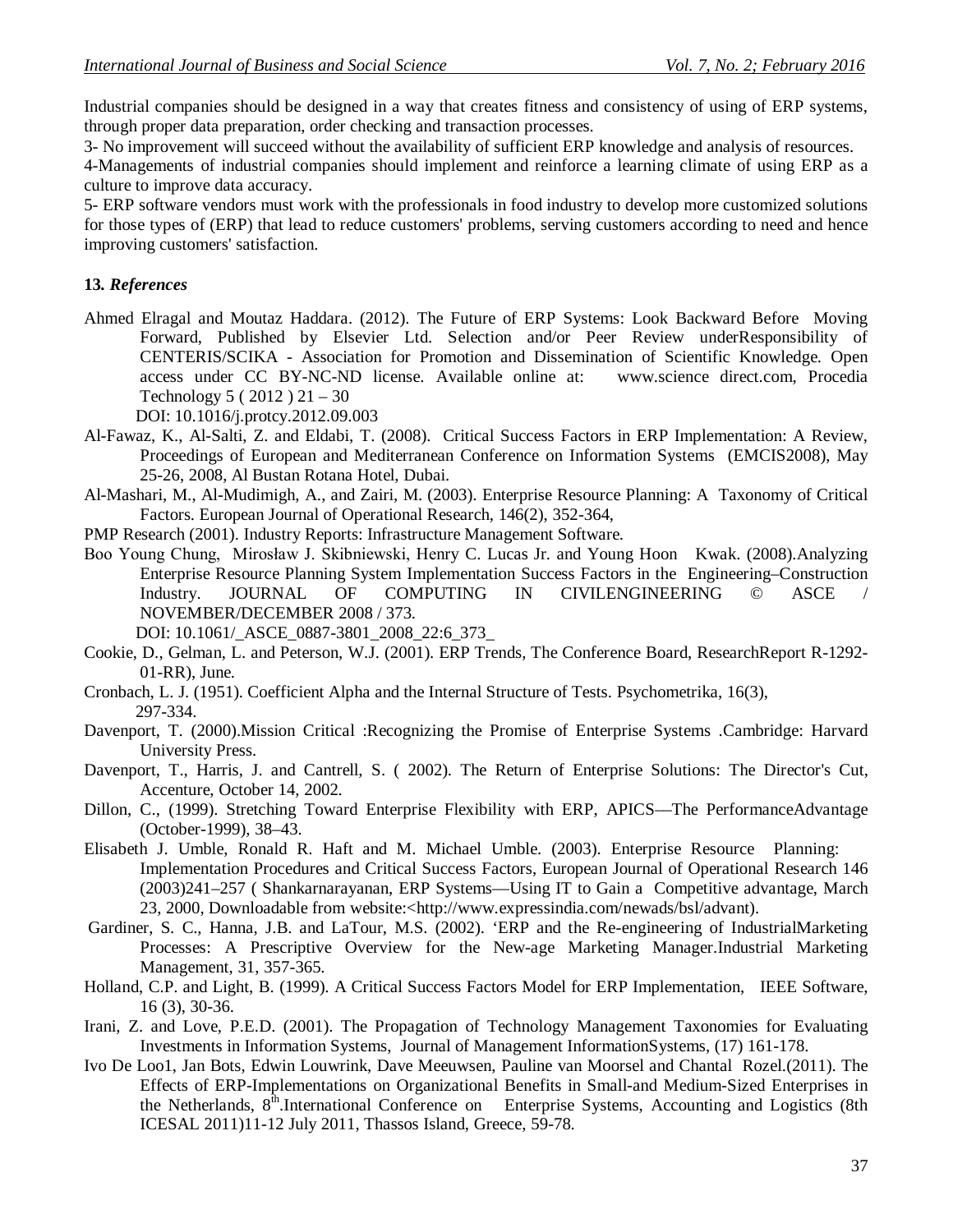Industrial companies should be designed in a way that creates fitness and consistency of using of ERP systems, through proper data preparation, order checking and transaction processes.

3- No improvement will succeed without the availability of sufficient ERP knowledge and analysis of resources.

4-Managements of industrial companies should implement and reinforce a learning climate of using ERP as a culture to improve data accuracy.

5- ERP software vendors must work with the professionals in food industry to develop more customized solutions for those types of (ERP) that lead to reduce customers' problems, serving customers according to need and hence improving customers' satisfaction.

### 13. *References*

Ahmed Elragal and Moutaz Haddara. (2012). The Future of ERP Systems: Look Backward Before Moving Forward, Published by Elsevier Ltd. Selection and/or Peer Review underResponsibility of CENTERIS/SCIKA - Association for Promotion and Dissemination of Scientific Knowledge. Open access under CC BY-NC-ND license. Available online at: www.science direct.com, Procedia Technology 5 ( 2012 ) 21 – 30
DOI: 10.1016/j.protcy.2012.09.003

Al-Fawaz, K., Al-Salti, Z. and Eldabi, T. (2008). Critical Success Factors in ERP Implementation: A Review, Proceedings of European and Mediterranean Conference on Information Systems (EMCIS2008), May 25-26, 2008, Al Bustan Rotana Hotel, Dubai.

Al-Mashari, M., Al-Mudimigh, A., and Zairi, M. (2003). Enterprise Resource Planning: A Taxonomy of Critical Factors. European Journal of Operational Research, 146(2), 352-364,

PMP Research (2001). Industry Reports: Infrastructure Management Software.

Boo Young Chung, Mirosław J. Skibniewski, Henry C. Lucas Jr. and Young Hoon Kwak. (2008).Analyzing Enterprise Resource Planning System Implementation Success Factors in the Engineering–Construction Industry. JOURNAL OF COMPUTING IN CIVILENGINEERING © ASCE / NOVEMBER/DECEMBER 2008 / 373.
DOI: 10.1061/_ASCE_0887-3801_2008_22:6_373_

Cookie, D., Gelman, L. and Peterson, W.J. (2001). ERP Trends, The Conference Board, ResearchReport R-1292-01-RR), June.

Cronbach, L. J. (1951). Coefficient Alpha and the Internal Structure of Tests. Psychometrika, 16(3), 297-334.

Davenport, T. (2000).Mission Critical :Recognizing the Promise of Enterprise Systems .Cambridge: Harvard University Press.

Davenport, T., Harris, J. and Cantrell, S. ( 2002). The Return of Enterprise Solutions: The Director's Cut, Accenture, October 14, 2002.

Dillon, C., (1999). Stretching Toward Enterprise Flexibility with ERP, APICS—The PerformanceAdvantage (October-1999), 38–43.

Elisabeth J. Umble, Ronald R. Haft and M. Michael Umble. (2003). Enterprise Resource Planning: Implementation Procedures and Critical Success Factors, European Journal of Operational Research 146 (2003)241–257 ( Shankarnarayanan, ERP Systems—Using IT to Gain a Competitive advantage, March 23, 2000, Downloadable from website:<http://www.expressindia.com/newads/bsl/advant).

Gardiner, S. C., Hanna, J.B. and LaTour, M.S. (2002). 'ERP and the Re-engineering of IndustrialMarketing Processes: A Prescriptive Overview for the New-age Marketing Manager.Industrial Marketing Management, 31, 357-365.

Holland, C.P. and Light, B. (1999). A Critical Success Factors Model for ERP Implementation, IEEE Software, 16 (3), 30-36.

Irani, Z. and Love, P.E.D. (2001). The Propagation of Technology Management Taxonomies for Evaluating Investments in Information Systems, Journal of Management InformationSystems, (17) 161-178.

Ivo De Loo1, Jan Bots, Edwin Louwrink, Dave Meeuwsen, Pauline van Moorsel and Chantal Rozel.(2011). The Effects of ERP-Implementations on Organizational Benefits in Small-and Medium-Sized Enterprises in the Netherlands, 8th.International Conference on Enterprise Systems, Accounting and Logistics (8th ICESAL 2011)11-12 July 2011, Thassos Island, Greece, 59-78.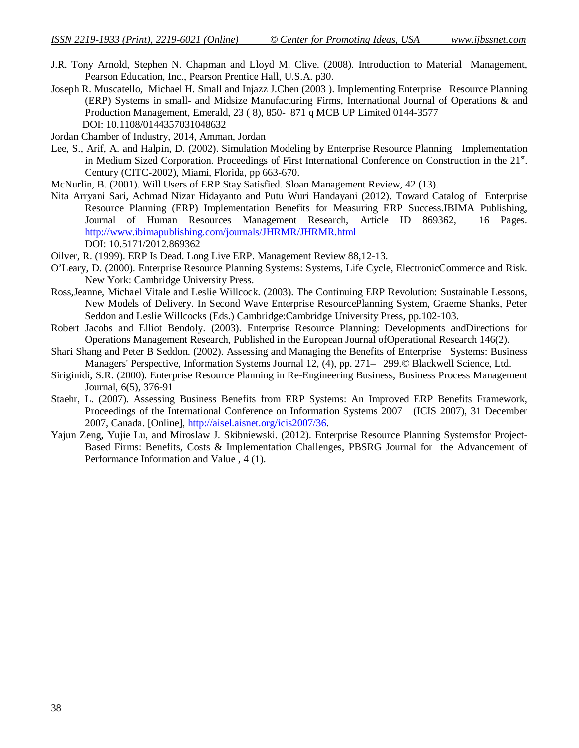J.R. Tony Arnold, Stephen N. Chapman and Lloyd M. Clive. (2008). Introduction to Material Management, Pearson Education, Inc., Pearson Prentice Hall, U.S.A. p30.

Joseph R. Muscatello, Michael H. Small and Injazz J.Chen (2003 ). Implementing Enterprise Resource Planning (ERP) Systems in small- and Midsize Manufacturing Firms, International Journal of Operations & and Production Management, Emerald, 23 ( 8), 850- 871 q MCB UP Limited 0144-3577 DOI: 10.1108/01443570310486​32

Jordan Chamber of Industry, 2014, Amman, Jordan

Lee, S., Arif, A. and Halpin, D. (2002). Simulation Modeling by Enterprise Resource Planning Implementation in Medium Sized Corporation. Proceedings of First International Conference on Construction in the 21st. Century (CITC-2002), Miami, Florida, pp 663-670.

McNurlin, B. (2001). Will Users of ERP Stay Satisfied. Sloan Management Review, 42 (13).

Nita Arryani Sari, Achmad Nizar Hidayanto and Putu Wuri Handayani (2012). Toward Catalog of Enterprise Resource Planning (ERP) Implementation Benefits for Measuring ERP Success.IBIMA Publishing, Journal of Human Resources Management Research, Article ID 869362, 16 Pages. http://www.ibimapublishing.com/journals/JHRMR/JHRMR.html DOI: 10.5171/2012.869362

Oilver, R. (1999). ERP Is Dead. Long Live ERP. Management Review 88,12-13.

O'Leary, D. (2000). Enterprise Resource Planning Systems: Systems, Life Cycle, ElectronicCommerce and Risk. New York: Cambridge University Press.

Ross,Jeanne, Michael Vitale and Leslie Willcock. (2003). The Continuing ERP Revolution: Sustainable Lessons, New Models of Delivery. In Second Wave Enterprise ResourcePlanning System, Graeme Shanks, Peter Seddon and Leslie Willcocks (Eds.) Cambridge:Cambridge University Press, pp.102-103.

Robert Jacobs and Elliot Bendoly. (2003). Enterprise Resource Planning: Developments andDirections for Operations Management Research, Published in the European Journal ofOperational Research 146(2).

Shari Shang and Peter B Seddon. (2002). Assessing and Managing the Benefits of Enterprise Systems: Business Managers' Perspective, Information Systems Journal 12, (4), pp. 271– 299.© Blackwell Science, Ltd.

Siriginidi, S.R. (2000). Enterprise Resource Planning in Re-Engineering Business, Business Process Management Journal, 6(5), 376-91

Staehr, L. (2007). Assessing Business Benefits from ERP Systems: An Improved ERP Benefits Framework, Proceedings of the International Conference on Information Systems 2007 (ICIS 2007), 31 December 2007, Canada. [Online], http://aisel.aisnet.org/icis2007/36.

Yajun Zeng, Yujie Lu, and Miroslaw J. Skibniewski. (2012). Enterprise Resource Planning Systemsfor Project-Based Firms: Benefits, Costs & Implementation Challenges, PBSRG Journal for the Advancement of Performance Information and Value , 4 (1).